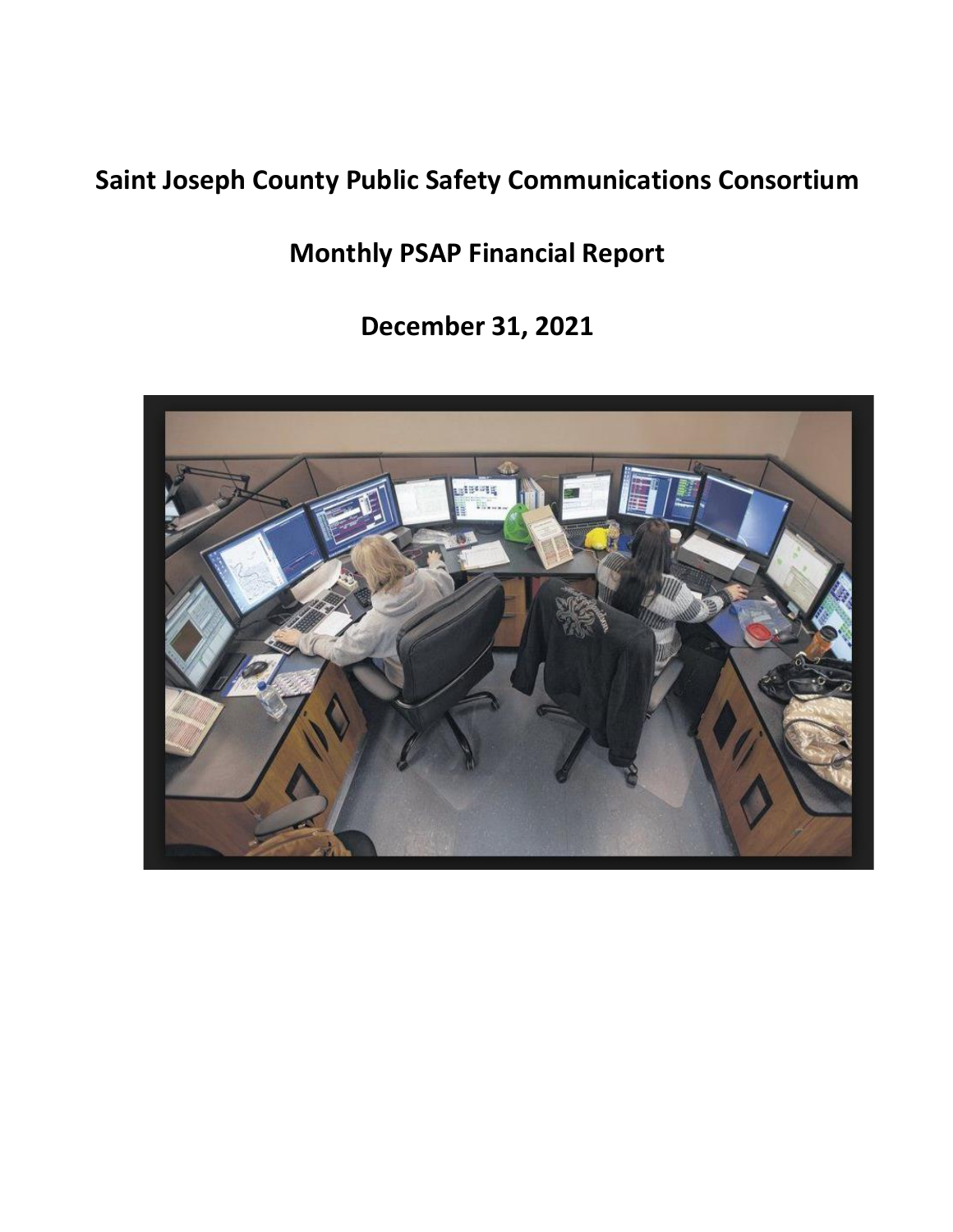# Saint Joseph County Public Safety Communications Consortium

## Monthly PSAP Financial Report

## December 31, 2021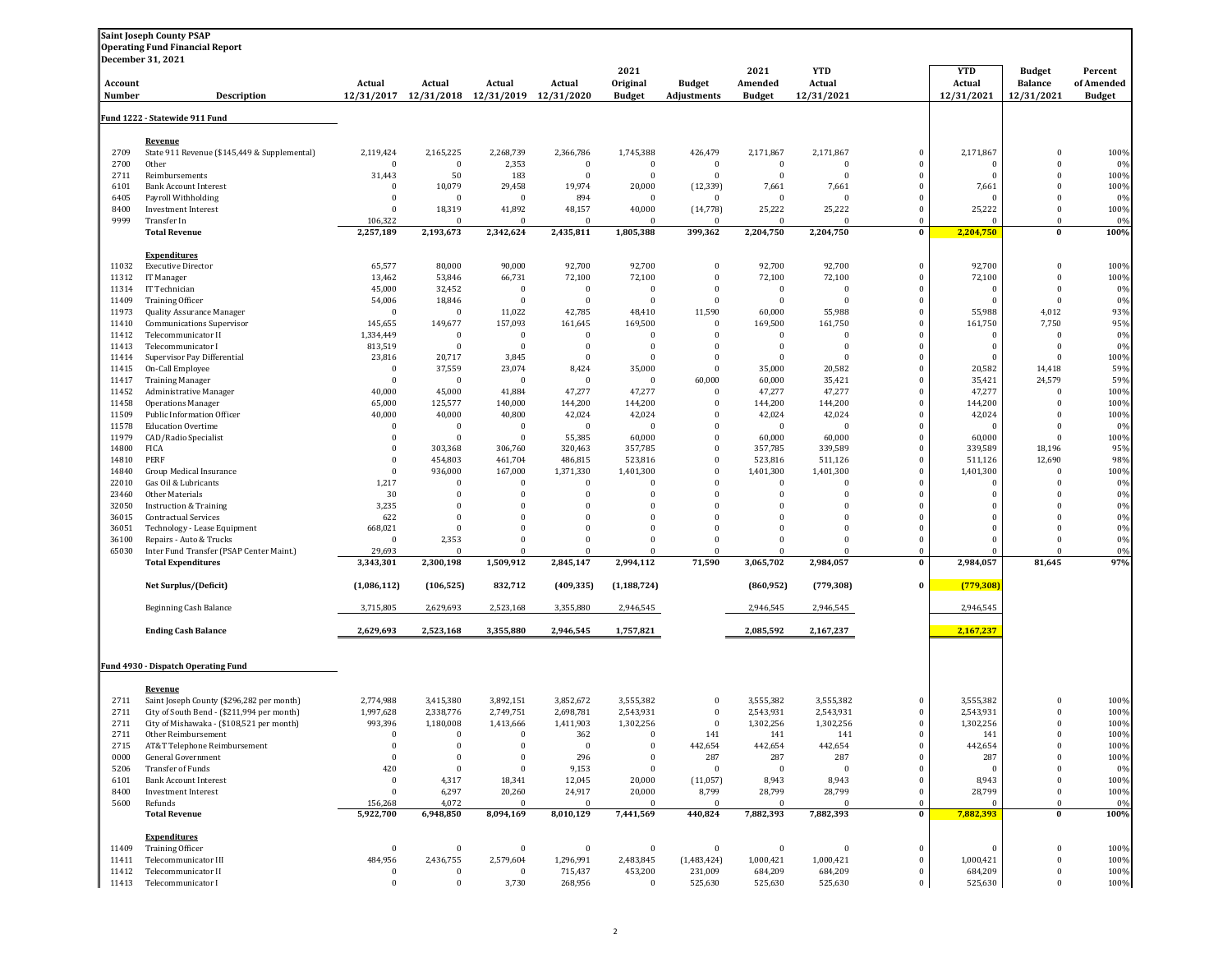**Saint Joseph County PSAP**
**Operating Fund Financial Report**
**December 31, 2021**

| Account Number | Description | Actual 12/31/2017 | Actual 12/31/2018 | Actual 12/31/2019 | Actual 12/31/2020 | 2021 Original Budget | Budget Adjustments | 2021 Amended Budget | YTD Actual 12/31/2021 | | YTD Actual 12/31/2021 | Budget Balance 12/31/2021 | Percent of Amended Budget |
|---|---|---|---|---|---|---|---|---|---|---|---|---|---|
| **Fund 1222 - Statewide 911 Fund** | | | | | | | | | | | | | |
| | **Revenue** | | | | | | | | | | | | |
| 2709 | State 911 Revenue ($145,449 & Supplemental) | 2,119,424 | 2,165,225 | 2,268,739 | 2,366,786 | 1,745,388 | 426,479 | 2,171,867 | 2,171,867 | 0 | 2,171,867 | 0 | 100% |
| 2700 | Other | 0 | 0 | 2,353 | 0 | 0 | 0 | 0 | 0 | 0 | 0 | 0 | 0% |
| 2711 | Reimbursements | 31,443 | 50 | 183 | 0 | 0 | 0 | 0 | 0 | 0 | 0 | 0 | 100% |
| 6101 | Bank Account Interest | 0 | 10,079 | 29,458 | 19,974 | 20,000 | (12,339) | 7,661 | 7,661 | 0 | 7,661 | 0 | 100% |
| 6405 | Payroll Withholding | 0 | 0 | 0 | 894 | 0 | 0 | 0 | 0 | 0 | 0 | 0 | 0% |
| 8400 | Investment Interest | 0 | 18,319 | 41,892 | 48,157 | 40,000 | (14,778) | 25,222 | 25,222 | 0 | 25,222 | 0 | 100% |
| 9999 | Transfer In | 106,322 | 0 | 0 | 0 | 0 | 0 | 0 | 0 | 0 | 0 | 0 | 0% |
| | **Total Revenue** | **2,257,189** | **2,193,673** | **2,342,624** | **2,435,811** | **1,805,388** | **399,362** | **2,204,750** | **2,204,750** | **0** | **2,204,750** | **0** | **100%** |
| | **Expenditures** | | | | | | | | | | | | |
| 11032 | Executive Director | 65,577 | 80,000 | 90,000 | 92,700 | 92,700 | 0 | 92,700 | 92,700 | 0 | 92700 | 0 | 100% |
| 11312 | IT Manager | 13,462 | 53,846 | 66,731 | 72,100 | 72,100 | 0 | 72,100 | 72,100 | 0 | 72,100 | 0 | 100% |
| 11314 | IT Technician | 45,000 | 32,452 | 0 | 0 | 0 | 0 | 0 | 0 | 0 | 0 | 0 | 0% |
| 11409 | Training Officer | 54,006 | 18,846 | 0 | 0 | 0 | 0 | 0 | 0 | 0 | 0 | 0 | 0% |
| 11973 | Quality Assurance Manager | 0 | 0 | 11,022 | 42,785 | 48,410 | 11,590 | 60,000 | 55,988 | 0 | 55,988 | 4,012 | 93% |
| 11410 | Communications Supervisor | 145,655 | 149,677 | 157,093 | 161,645 | 169,500 | 0 | 169,500 | 161,750 | 0 | 161,750 | 7,750 | 95% |
| 11412 | Telecommunicator II | 1,334,449 | 0 | 0 | 0 | 0 | 0 | 0 | 0 | 0 | 0 | 0 | 0% |
| 11413 | Telecommunicator I | 813,519 | 0 | 0 | 0 | 0 | 0 | 0 | 0 | 0 | 0 | 0 | 0% |
| 11414 | Supervisor Pay Differential | 23,816 | 20,717 | 3,845 | 0 | 0 | 0 | 0 | 0 | 0 | 0 | 0 | 100% |
| 11415 | On-Call Employee | 0 | 37,559 | 23,074 | 8,424 | 35,000 | 0 | 35,000 | 20,582 | 0 | 20,582 | 14,418 | 59% |
| 11417 | Training Manager | 0 | 0 | 0 | 0 | 0 | 60,000 | 60,000 | 35,421 | 0 | 35,421 | 24,579 | 59% |
| 11452 | Administrative Manager | 40,000 | 45,000 | 41,884 | 47,277 | 47,277 | 0 | 47,277 | 47,277 | 0 | 47,277 | 0 | 100% |
| 11458 | Operations Manager | 65,000 | 125,577 | 140,000 | 144,200 | 144,200 | 0 | 144,200 | 144,200 | 0 | 144,200 | 0 | 100% |
| 11509 | Public Information Officer | 40,000 | 40,000 | 40,800 | 42,024 | 42,024 | 0 | 42,024 | 42,024 | 0 | 42,024 | 0 | 100% |
| 11578 | Education Overtime | 0 | 0 | 0 | 0 | 0 | 0 | 0 | 0 | 0 | 0 | 0 | 0% |
| 11979 | CAD/Radio Specialist | 0 | 0 | 0 | 55,385 | 60,000 | 0 | 60,000 | 60,000 | 0 | 60,000 | 0 | 100% |
| 14800 | FICA | 0 | 303,368 | 306,760 | 320,463 | 357,785 | 0 | 357,785 | 339,589 | 0 | 339,589 | 18,196 | 95% |
| 14810 | PERF | 0 | 454,803 | 461,704 | 486,815 | 523,816 | 0 | 523,816 | 511,126 | 0 | 511,126 | 12,690 | 98% |
| 14840 | Group Medical Insurance | 0 | 936,000 | 167,000 | 1,371,330 | 1,401,300 | 0 | 1,401,300 | 1,401,300 | 0 | 1,401,300 | 0 | 100% |
| 22010 | Gas Oil & Lubricants | 1,217 | 0 | 0 | 0 | 0 | 0 | 0 | 0 | 0 | 0 | 0 | 0% |
| 23460 | Other Materials | 30 | 0 | 0 | 0 | 0 | 0 | 0 | 0 | 0 | 0 | 0 | 0% |
| 32050 | Instruction & Training | 3,235 | 0 | 0 | 0 | 0 | 0 | 0 | 0 | 0 | 0 | 0 | 0% |
| 36015 | Contractual Services | 622 | 0 | 0 | 0 | 0 | 0 | 0 | 0 | 0 | 0 | 0 | 0% |
| 36051 | Technology - Lease Equipment | 668,021 | 0 | 0 | 0 | 0 | 0 | 0 | 0 | 0 | 0 | 0 | 0% |
| 36100 | Repairs - Auto & Trucks | 0 | 2,353 | 0 | 0 | 0 | 0 | 0 | 0 | 0 | 0 | 0 | 0% |
| 65030 | Inter Fund Transfer (PSAP Center Maint.) | 29,693 | 0 | 0 | 0 | 0 | 0 | 0 | 0 | 0 | 0 | 0 | 0% |
| | **Total Expenditures** | **3,343,301** | **2,300,198** | **1,509,912** | **2,845,147** | **2,994,112** | **71,590** | **3,065,702** | **2,984,057** | **0** | **2,984,057** | **81,645** | **97%** |
| | **Net Surplus/(Deficit)** | **(1,086,112)** | **(106,525)** | **832,712** | **(409,335)** | **(1,188,724)** | | **(860,952)** | **(779,308)** | **0** | **(779,308)** | | |
| | Beginning Cash Balance | 3,715,805 | 2,629,693 | 2,523,168 | 3,355,880 | 2,946,545 | | 2,946,545 | 2,946,545 | | 2,946,545 | | |
| | **Ending Cash Balance** | **2,629,693** | **2,523,168** | **3,355,880** | **2,946,545** | **1,757,821** | | **2,085,592** | **2,167,237** | | **2,167,237** | | |
| **Fund 4930 - Dispatch Operating Fund** | | | | | | | | | | | | | |
| | **Revenue** | | | | | | | | | | | | |
| 2711 | Saint Joseph County ($296,282 per month) | 2,774,988 | 3,415,380 | 3,892,151 | 3,852,672 | 3,555,382 | 0 | 3,555,382 | 3,555,382 | 0 | 3,555,382 | 0 | 100% |
| 2711 | City of South Bend - ($211,994 per month) | 1,997,628 | 2,338,776 | 2,749,751 | 2,698,781 | 2,543,931 | 0 | 2,543,931 | 2,543,931 | 0 | 2,543,931 | 0 | 100% |
| 2711 | City of Mishawaka - ($108,521 per month) | 993,396 | 1,180,008 | 1,413,666 | 1,411,903 | 1,302,256 | 0 | 1,302,256 | 1,302,256 | 0 | 1,302,256 | 0 | 100% |
| 2711 | Other Reimbursement | 0 | 0 | 0 | 362 | 0 | 141 | 141 | 141 | 0 | 141 | 0 | 100% |
| 2715 | AT&T Telephone Reimbursement | 0 | 0 | 0 | 0 | 0 | 442,654 | 442,654 | 442,654 | 0 | 442,654 | 0 | 100% |
| 0000 | General Government | 0 | 0 | 0 | 296 | 0 | 287 | 287 | 287 | 0 | 287 | 0 | 100% |
| 5206 | Transfer of Funds | 420 | 0 | 0 | 9,153 | 0 | 0 | 0 | 0 | 0 | 0 | 0 | 0% |
| 6101 | Bank Account Interest | 0 | 4,317 | 18,341 | 12,045 | 20,000 | (11,057) | 8,943 | 8,943 | 0 | 8,943 | 0 | 100% |
| 8400 | Investment Interest | 0 | 6,297 | 20,260 | 24,917 | 20,000 | 8,799 | 28,799 | 28,799 | 0 | 28,799 | 0 | 100% |
| 5600 | Refunds | 156,268 | 4,072 | 0 | 0 | 0 | 0 | 0 | 0 | 0 | 0 | 0 | 0% |
| | **Total Revenue** | **5,922,700** | **6,948,850** | **8,094,169** | **8,010,129** | **7,441,569** | **440,824** | **7,882,393** | **7,882,393** | **0** | **7,882,393** | **0** | **100%** |
| | **Expenditures** | | | | | | | | | | | | |
| 11409 | Training Officer | 0 | 0 | 0 | 0 | 0 | 0 | 0 | 0 | 0 | 0 | 0 | 100% |
| 11411 | Telecommunicator III | 484,956 | 2,436,755 | 2,579,604 | 1,296,991 | 2,483,845 | (1,483,424) | 1,000,421 | 1,000,421 | 0 | 1,000,421 | 0 | 100% |
| 11412 | Telecommunicator II | 0 | 0 | 0 | 715,437 | 453,200 | 231,009 | 684,209 | 684,209 | 0 | 684,209 | 0 | 100% |
| 11413 | Telecommunicator I | 0 | 0 | 3,730 | 268,956 | 0 | 525,630 | 525,630 | 525,630 | 0 | 525,630 | 0 | 100% |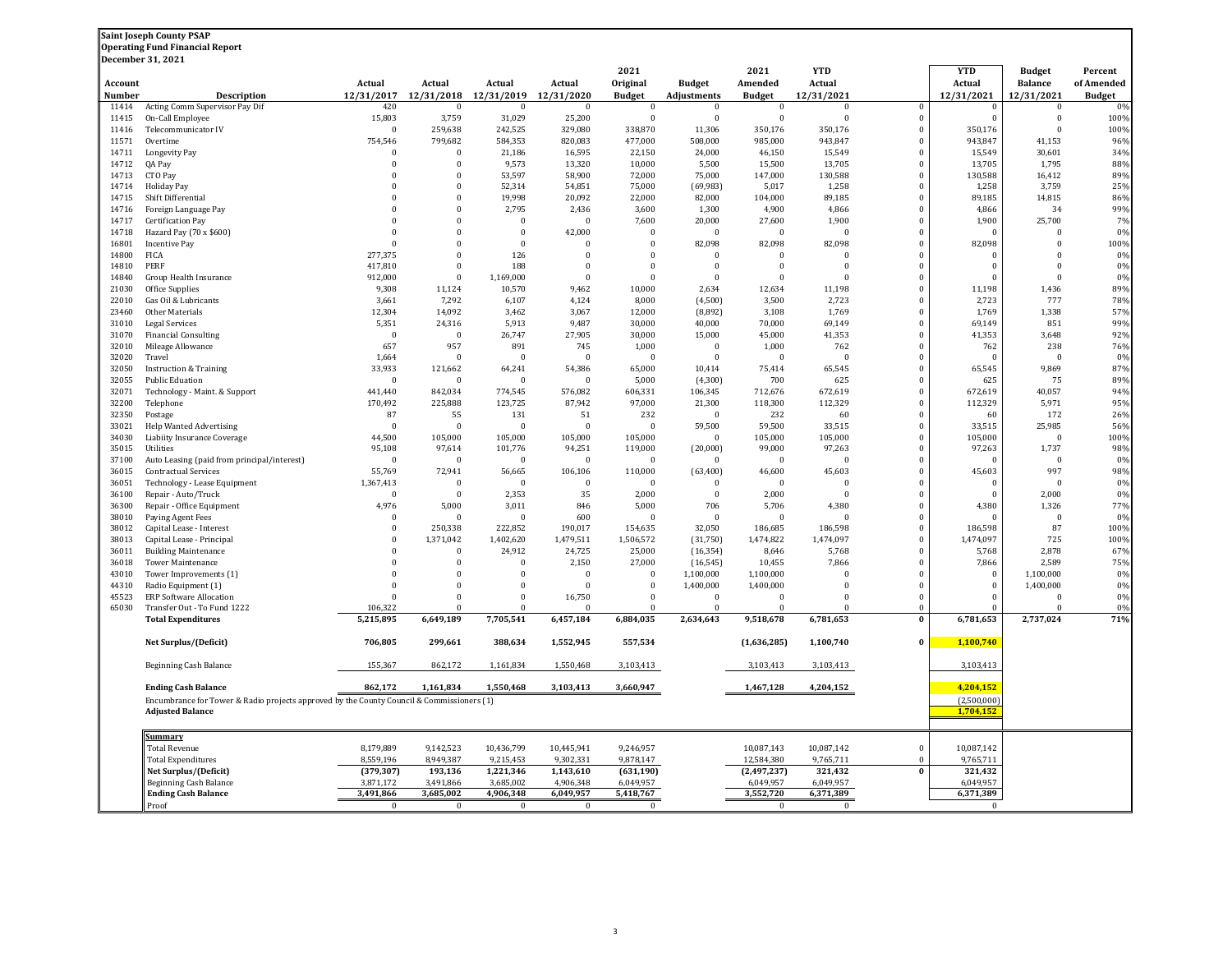**Saint Joseph County PSAP**
**Operating Fund Financial Report**
**December 31, 2021**

| Account Number | Description | Actual 12/31/2017 | Actual 12/31/2018 | Actual 12/31/2019 | Actual 12/31/2020 | 2021 Original Budget | Budget Adjustments | 2021 Amended Budget | YTD Actual 12/31/2021 | | YTD Actual 12/31/2021 | Budget Balance 12/31/2021 | Percent of Amended Budget |
|---|---|---|---|---|---|---|---|---|---|---|---|---|---|
| 11414 | Acting Comm Supervisor Pay Dif | 420 | 0 | 0 | 0 | 0 | 0 | 0 | 0 | 0 | 0 | 0 | 0% |
| 11415 | On-Call Employee | 15,803 | 3,759 | 31,029 | 25,200 | 0 | 0 | 0 | 0 | 0 | 0 | 0 | 100% |
| 11416 | Telecommunicator IV | 0 | 259,638 | 242,525 | 329,080 | 338,870 | 11,306 | 350,176 | 350,176 | 0 | 350,176 | 0 | 100% |
| 11571 | Overtime | 754,546 | 799,682 | 584,353 | 820,083 | 477,000 | 508,000 | 985,000 | 943,847 | 0 | 943,847 | 41,153 | 96% |
| 14711 | Longevity Pay | 0 | 0 | 21,186 | 16,595 | 22,150 | 24,000 | 46,150 | 15,549 | 0 | 15,549 | 30,601 | 34% |
| 14712 | QA Pay | 0 | 0 | 9,573 | 13,320 | 10,000 | 5,500 | 15,500 | 13,705 | 0 | 13,705 | 1,795 | 88% |
| 14713 | CTO Pay | 0 | 0 | 53,597 | 58,900 | 72,000 | 75,000 | 147,000 | 130,588 | 0 | 130,588 | 16,412 | 89% |
| 14714 | Holiday Pay | 0 | 0 | 52,314 | 54,851 | 75,000 | (69,983) | 5,017 | 1,258 | 0 | 1,258 | 3,759 | 25% |
| 14715 | Shift Differential | 0 | 0 | 19,998 | 20,092 | 22,000 | 82,000 | 104,000 | 89,185 | 0 | 89,185 | 14,815 | 86% |
| 14716 | Foreign Language Pay | 0 | 0 | 2,795 | 2,436 | 3,600 | 1,300 | 4,900 | 4,866 | 0 | 4,866 | 34 | 99% |
| 14717 | Certification Pay | 0 | 0 | 0 | 0 | 7,600 | 20,000 | 27,600 | 1,900 | 0 | 1,900 | 25,700 | 7% |
| 14718 | Hazard Pay (70 x $600) | 0 | 0 | 0 | 42,000 | 0 | 0 | 0 | 0 | 0 | 0 | 0 | 0% |
| 16801 | Incentive Pay | 0 | 0 | 0 | 0 | 0 | 82,098 | 82,098 | 82,098 | 0 | 82,098 | 0 | 100% |
| 14800 | FICA | 277,375 | 0 | 126 | 0 | 0 | 0 | 0 | 0 | 0 | 0 | 0 | 0% |
| 14810 | PERF | 417,810 | 0 | 188 | 0 | 0 | 0 | 0 | 0 | 0 | 0 | 0 | 0% |
| 14840 | Group Health Insurance | 912,000 | 0 | 1,169,000 | 0 | 0 | 0 | 0 | 0 | 0 | 0 | 0 | 0% |
| 21030 | Office Supplies | 9,308 | 11,124 | 10,570 | 9,462 | 10,000 | 2,634 | 12,634 | 11,198 | 0 | 11,198 | 1,436 | 89% |
| 22010 | Gas Oil & Lubricants | 3,661 | 7,292 | 6,107 | 4,124 | 8,000 | (4,500) | 3,500 | 2,723 | 0 | 2,723 | 777 | 78% |
| 23460 | Other Materials | 12,304 | 14,092 | 3,462 | 3,067 | 12,000 | (8,892) | 3,108 | 1,769 | 0 | 1,769 | 1,338 | 57% |
| 31010 | Legal Services | 5,351 | 24,316 | 5,913 | 9,487 | 30,000 | 40,000 | 70,000 | 69,149 | 0 | 69,149 | 851 | 99% |
| 31070 | Financial Consulting | 0 | 0 | 26,747 | 27,905 | 30,000 | 15,000 | 45,000 | 41,353 | 0 | 41,353 | 3,648 | 92% |
| 32010 | Mileage Allowance | 657 | 957 | 891 | 745 | 1,000 | 0 | 1,000 | 762 | 0 | 762 | 238 | 76% |
| 32020 | Travel | 1,664 | 0 | 0 | 0 | 0 | 0 | 0 | 0 | 0 | 0 | 0 | 0% |
| 32050 | Instruction & Training | 33,933 | 121,662 | 64,241 | 54,386 | 65,000 | 10,414 | 75,414 | 65,545 | 0 | 65,545 | 9,869 | 87% |
| 32055 | Public Eduation | 0 | 0 | 0 | 0 | 5,000 | (4,300) | 700 | 625 | 0 | 625 | 75 | 89% |
| 32071 | Technology - Maint. & Support | 441,440 | 842,034 | 774,545 | 576,082 | 606,331 | 106,345 | 712,676 | 672,619 | 0 | 672,619 | 40,057 | 94% |
| 32200 | Telephone | 170,492 | 225,888 | 123,725 | 87,942 | 97,000 | 21,300 | 118,300 | 112,329 | 0 | 112,329 | 5,971 | 95% |
| 32350 | Postage | 87 | 55 | 131 | 51 | 232 | 0 | 232 | 60 | 0 | 60 | 172 | 26% |
| 33021 | Help Wanted Advertising | 0 | 0 | 0 | 0 | 0 | 59,500 | 59,500 | 33,515 | 0 | 33,515 | 25,985 | 56% |
| 34030 | Liabiity Insurance Coverage | 44,500 | 105,000 | 105,000 | 105,000 | 105,000 | 0 | 105,000 | 105,000 | 0 | 105,000 | 0 | 100% |
| 35015 | Utilities | 95,108 | 97,614 | 101,776 | 94,251 | 119,000 | (20,000) | 99,000 | 97,263 | 0 | 97,263 | 1,737 | 98% |
| 37100 | Auto Leasing (paid from principal/interest) | 0 | 0 | 0 | 0 | 0 | 0 | 0 | 0 | 0 | 0 | 0 | 0% |
| 36015 | Contractual Services | 55,769 | 72,941 | 56,665 | 106,106 | 110,000 | (63,400) | 46,600 | 45,603 | 0 | 45,603 | 997 | 98% |
| 36051 | Technology - Lease Equipment | 1,367,413 | 0 | 0 | 0 | 0 | 0 | 0 | 0 | 0 | 0 | 0 | 0% |
| 36100 | Repair - Auto/Truck | 0 | 0 | 2,353 | 35 | 2,000 | 0 | 2,000 | 0 | 0 | 0 | 2,000 | 0% |
| 36300 | Repair - Office Equipment | 4,976 | 5,000 | 3,011 | 846 | 5,000 | 706 | 5,706 | 4,380 | 0 | 4,380 | 1,326 | 77% |
| 38010 | Paying Agent Fees | 0 | 0 | 0 | 600 | 0 | 0 | 0 | 0 | 0 | 0 | 0 | 0% |
| 38012 | Capital Lease - Interest | 0 | 250,338 | 222,852 | 190,017 | 154,635 | 32,050 | 186,685 | 186,598 | 0 | 186,598 | 87 | 100% |
| 38013 | Capital Lease - Principal | 0 | 1,371,042 | 1,402,620 | 1,479,511 | 1,506,572 | (31,750) | 1,474,822 | 1,474,097 | 0 | 1,474,097 | 725 | 100% |
| 36011 | Building Maintenance | 0 | 0 | 24,912 | 24,725 | 25,000 | (16,354) | 8,646 | 5,768 | 0 | 5,768 | 2,878 | 67% |
| 36018 | Tower Maintenance | 0 | 0 | 0 | 2,150 | 27,000 | (16,545) | 10,455 | 7,866 | 0 | 7,866 | 2,589 | 75% |
| 43010 | Tower Improvements (1) | 0 | 0 | 0 | 0 | 0 | 1,100,000 | 1,100,000 | 0 | 0 | 0 | 1,100,000 | 0% |
| 44310 | Radio Equipment (1) | 0 | 0 | 0 | 0 | 0 | 1,400,000 | 1,400,000 | 0 | 0 | 0 | 1,400,000 | 0% |
| 45523 | ERP Software Allocation | 0 | 0 | 0 | 16,750 | 0 | 0 | 0 | 0 | 0 | 0 | 0 | 0% |
| 65030 | Transfer Out - To Fund 1222 | 106,322 | 0 | 0 | 0 | 0 | 0 | 0 | 0 | 0 | 0 | 0 | 0% |
| | **Total Expenditures** | **5,215,895** | **6,649,189** | **7,705,541** | **6,457,184** | **6,884,035** | **2,634,643** | **9,518,678** | **6,781,653** | **0** | **6,781,653** | **2,737,024** | **71%** |
| | **Net Surplus/(Deficit)** | **706,805** | **299,661** | **388,634** | **1,552,945** | **557,534** | | **(1,636,285)** | **1,100,740** | **0** | **1,100,740** | | |
| | Beginning Cash Balance | 155,367 | 862,172 | 1,161,834 | 1,550,468 | 3,103,413 | | 3,103,413 | 3,103,413 | | 3,103,413 | | |
| | **Ending Cash Balance** | **862,172** | **1,161,834** | **1,550,468** | **3,103,413** | **3,660,947** | | **1,467,128** | **4,204,152** | | **4,204,152** | | |
| | Encumbrance for Tower & Radio projects approved by the County Council & Commissioners (1) | | | | | | | | | | (2,500,000) | | |
| | **Adjusted Balance** | | | | | | | | | | **1,704,152** | | |

| **Summary** | Actual 12/31/2017 | Actual 12/31/2018 | Actual 12/31/2019 | Actual 12/31/2020 | 2021 Original Budget | Budget Adjustments | 2021 Amended Budget | YTD Actual 12/31/2021 | | YTD Actual 12/31/2021 |
|---|---|---|---|---|---|---|---|---|---|---|
| Total Revenue | 8,179,889 | 9,142,523 | 10,436,799 | 10,445,941 | 9,246,957 | | 10,087,143 | 10,087,142 | 0 | 10,087,142 |
| Total Expenditures | 8,559,196 | 8,949,387 | 9,215,453 | 9,302,331 | 9,878,147 | | 12,584,380 | 9,765,711 | 0 | 9,765,711 |
| **Net Surplus/(Deficit)** | **(379,307)** | **193,136** | **1,221,346** | **1,143,610** | **(631,190)** | | **(2,497,237)** | **321,432** | **0** | **321,432** |
| Beginning Cash Balance | 3,871,172 | 3,491,866 | 3,685,002 | 4,906,348 | 6,049,957 | | 6,049,957 | 6,049,957 | | 6,049,957 |
| **Ending Cash Balance** | **3,491,866** | **3,685,002** | **4,906,348** | **6,049,957** | **5,418,767** | | **3,552,720** | **6,371,389** | | **6,371,389** |
| Proof | 0 | 0 | 0 | 0 | 0 | | 0 | 0 | | 0 |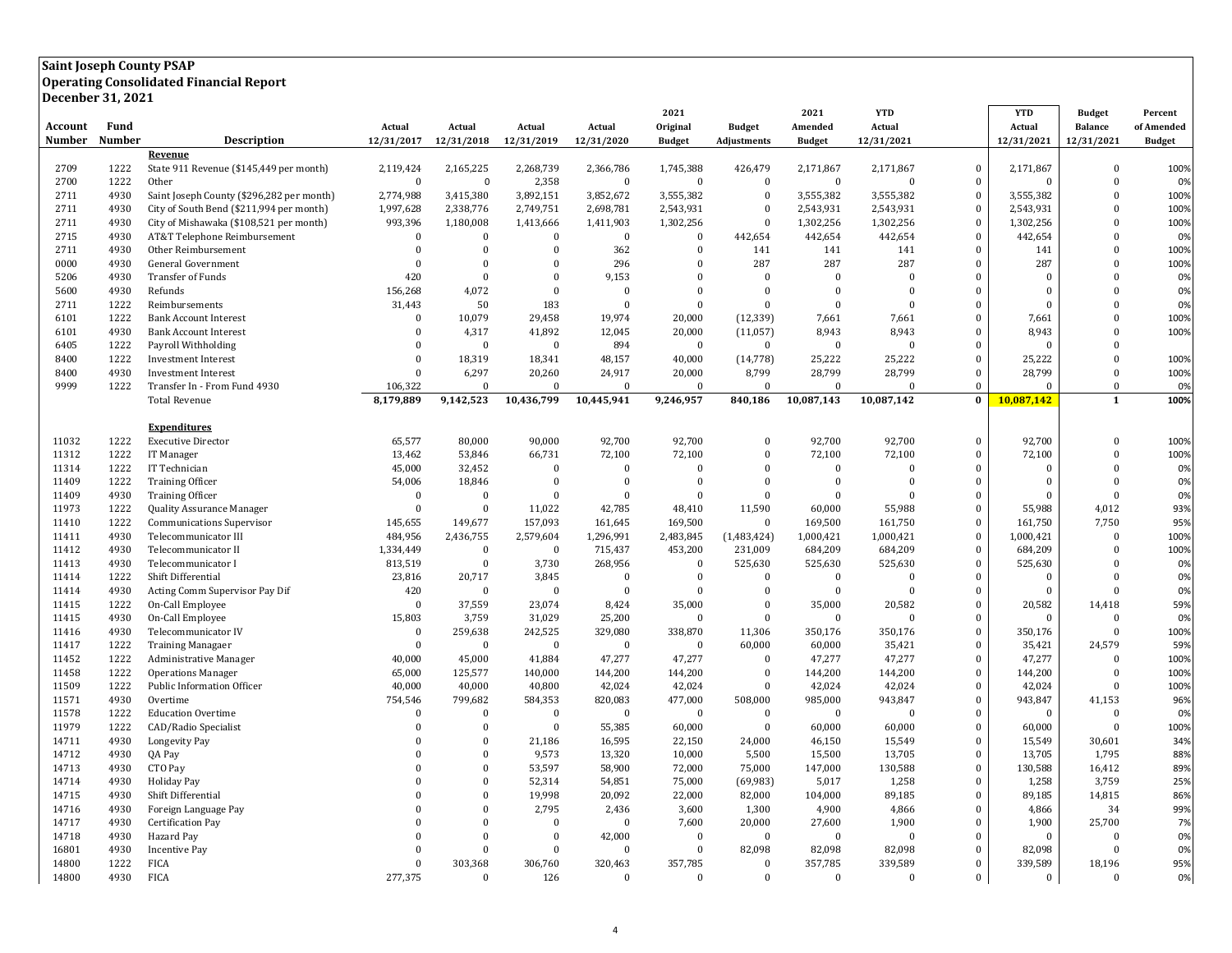**Saint Joseph County PSAP**
**Operating Consolidated Financial Report**
**Decenber 31, 2021**

| Account Number | Fund Number | Description | Actual 12/31/2017 | Actual 12/31/2018 | Actual 12/31/2019 | Actual 12/31/2020 | 2021 Original Budget | Budget Adjustments | 2021 Amended Budget | YTD Actual 12/31/2021 | | YTD Actual 12/31/2021 | Budget Balance 12/31/2021 | Percent of Amended Budget |
|---|---|---|---|---|---|---|---|---|---|---|---|---|---|---|
| | | **Revenue** | | | | | | | | | | | | |
| 2709 | 1222 | State 911 Revenue ($145,449 per month) | 2,119,424 | 2,165,225 | 2,268,739 | 2,366,786 | 1,745,388 | 426,479 | 2,171,867 | 2,171,867 | 0 | 2,171,867 | 0 | 100% |
| 2700 | 1222 | Other | 0 | 0 | 2,358 | 0 | 0 | 0 | 0 | 0 | 0 | 0 | 0 | 0% |
| 2711 | 4930 | Saint Joseph County ($296,282 per month) | 2,774,988 | 3,415,380 | 3,892,151 | 3,852,672 | 3,555,382 | 0 | 3,555,382 | 3,555,382 | 0 | 3,555,382 | 0 | 100% |
| 2711 | 4930 | City of South Bend ($211,994 per month) | 1,997,628 | 2,338,776 | 2,749,751 | 2,698,781 | 2,543,931 | 0 | 2,543,931 | 2,543,931 | 0 | 2,543,931 | 0 | 100% |
| 2711 | 4930 | City of Mishawaka ($108,521 per month) | 993,396 | 1,180,008 | 1,413,666 | 1,411,903 | 1,302,256 | 0 | 1,302,256 | 1,302,256 | 0 | 1,302,256 | 0 | 100% |
| 2715 | 4930 | AT&T Telephone Reimbursement | 0 | 0 | 0 | 0 | 0 | 442,654 | 442,654 | 442,654 | 0 | 442,654 | 0 | 0% |
| 2711 | 4930 | Other Reimbursement | 0 | 0 | 0 | 362 | 0 | 141 | 141 | 141 | 0 | 141 | 0 | 100% |
| 0000 | 4930 | General Government | 0 | 0 | 0 | 296 | 0 | 287 | 287 | 287 | 0 | 287 | 0 | 100% |
| 5206 | 4930 | Transfer of Funds | 420 | 0 | 0 | 9,153 | 0 | 0 | 0 | 0 | 0 | 0 | 0 | 0% |
| 5600 | 4930 | Refunds | 156,268 | 4,072 | 0 | 0 | 0 | 0 | 0 | 0 | 0 | 0 | 0 | 0% |
| 2711 | 1222 | Reimbursements | 31,443 | 50 | 183 | 0 | 0 | 0 | 0 | 0 | 0 | 0 | 0 | 0% |
| 6101 | 1222 | Bank Account Interest | 0 | 10,079 | 29,458 | 19,974 | 20,000 | (12,339) | 7,661 | 7,661 | 0 | 7,661 | 0 | 100% |
| 6101 | 4930 | Bank Account Interest | 0 | 4,317 | 41,892 | 12,045 | 20,000 | (11,057) | 8,943 | 8,943 | 0 | 8,943 | 0 | 100% |
| 6405 | 1222 | Payroll Withholding | 0 | 0 | 0 | 894 | 0 | 0 | 0 | 0 | 0 | 0 | 0 | |
| 8400 | 1222 | Investment Interest | 0 | 18,319 | 18,341 | 48,157 | 40,000 | (14,778) | 25,222 | 25,222 | 0 | 25,222 | 0 | 100% |
| 8400 | 4930 | Investment Interest | 0 | 6,297 | 20,260 | 24,917 | 20,000 | 8,799 | 28,799 | 28,799 | 0 | 28,799 | 0 | 100% |
| 9999 | 1222 | Transfer In - From Fund 4930 | 106,322 | 0 | 0 | 0 | 0 | 0 | 0 | 0 | 0 | 0 | 0 | 0% |
| | | Total Revenue | **8,179,889** | **9,142,523** | **10,436,799** | **10,445,941** | **9,246,957** | **840,186** | **10,087,143** | **10,087,142** | **0** | **10,087,142** | **1** | **100%** |
| | | **Expenditures** | | | | | | | | | | | | |
| 11032 | 1222 | Executive Director | 65,577 | 80,000 | 90,000 | 92,700 | 92,700 | 0 | 92,700 | 92,700 | 0 | 92,700 | 0 | 100% |
| 11312 | 1222 | IT Manager | 13,462 | 53,846 | 66,731 | 72,100 | 72,100 | 0 | 72,100 | 72,100 | 0 | 72,100 | 0 | 100% |
| 11314 | 1222 | IT Technician | 45,000 | 32,452 | 0 | 0 | 0 | 0 | 0 | 0 | 0 | 0 | 0 | 0% |
| 11409 | 1222 | Training Officer | 54,006 | 18,846 | 0 | 0 | 0 | 0 | 0 | 0 | 0 | 0 | 0 | 0% |
| 11409 | 4930 | Training Officer | 0 | 0 | 0 | 0 | 0 | 0 | 0 | 0 | 0 | 0 | 0 | 0% |
| 11973 | 1222 | Quality Assurance Manager | 0 | 0 | 11,022 | 42,785 | 48,410 | 11,590 | 60,000 | 55,988 | 0 | 55,988 | 4,012 | 93% |
| 11410 | 1222 | Communications Supervisor | 145,655 | 149,677 | 157,093 | 161,645 | 169,500 | 0 | 169,500 | 161,750 | 0 | 161,750 | 7,750 | 95% |
| 11411 | 4930 | Telecommunicator III | 484,956 | 2,436,755 | 2,579,604 | 1,296,991 | 2,483,845 | (1,483,424) | 1,000,421 | 1,000,421 | 0 | 1,000,421 | 0 | 100% |
| 11412 | 4930 | Telecommunicator II | 1,334,449 | 0 | 0 | 715,437 | 453,200 | 231,009 | 684,209 | 684,209 | 0 | 684,209 | 0 | 100% |
| 11413 | 4930 | Telecommunicator I | 813,519 | 0 | 3,730 | 268,956 | 0 | 525,630 | 525,630 | 525,630 | 0 | 525,630 | 0 | 0% |
| 11414 | 1222 | Shift Differential | 23,816 | 20,717 | 3,845 | 0 | 0 | 0 | 0 | 0 | 0 | 0 | 0 | 0% |
| 11414 | 4930 | Acting Comm Supervisor Pay Dif | 420 | 0 | 0 | 0 | 0 | 0 | 0 | 0 | 0 | 0 | 0 | 0% |
| 11415 | 1222 | On-Call Employee | 0 | 37,559 | 23,074 | 8,424 | 35,000 | 0 | 35,000 | 20,582 | 0 | 20,582 | 14,418 | 59% |
| 11415 | 4930 | On-Call Employee | 15,803 | 3,759 | 31,029 | 25,200 | 0 | 0 | 0 | 0 | 0 | 0 | 0 | 0% |
| 11416 | 4930 | Telecommunicator IV | 0 | 259,638 | 242,525 | 329,080 | 338,870 | 11,306 | 350,176 | 350,176 | 0 | 350,176 | 0 | 100% |
| 11417 | 1222 | Training Managaer | 0 | 0 | 0 | 0 | 0 | 60,000 | 60,000 | 35,421 | 0 | 35,421 | 24,579 | 59% |
| 11452 | 1222 | Administrative Manager | 40,000 | 45,000 | 41,884 | 47,277 | 47,277 | 0 | 47,277 | 47,277 | 0 | 47,277 | 0 | 100% |
| 11458 | 1222 | Operations Manager | 65,000 | 125,577 | 140,000 | 144,200 | 144,200 | 0 | 144,200 | 144,200 | 0 | 144,200 | 0 | 100% |
| 11509 | 1222 | Public Information Officer | 40,000 | 40,000 | 40,800 | 42,024 | 42,024 | 0 | 42,024 | 42,024 | 0 | 42,024 | 0 | 100% |
| 11571 | 4930 | Overtime | 754,546 | 799,682 | 584,353 | 820,083 | 477,000 | 508,000 | 985,000 | 943,847 | 0 | 943,847 | 41,153 | 96% |
| 11578 | 1222 | Education Overtime | 0 | 0 | 0 | 0 | 0 | 0 | 0 | 0 | 0 | 0 | 0 | 0% |
| 11979 | 1222 | CAD/Radio Specialist | 0 | 0 | 0 | 55,385 | 60,000 | 0 | 60,000 | 60,000 | 0 | 60,000 | 0 | 100% |
| 14711 | 4930 | Longevity Pay | 0 | 0 | 21,186 | 16,595 | 22,150 | 24,000 | 46,150 | 15,549 | 0 | 15,549 | 30,601 | 34% |
| 14712 | 4930 | QA Pay | 0 | 0 | 9,573 | 13,320 | 10,000 | 5,500 | 15,500 | 13,705 | 0 | 13,705 | 1,795 | 88% |
| 14713 | 4930 | CTO Pay | 0 | 0 | 53,597 | 58,900 | 72,000 | 75,000 | 147,000 | 130,588 | 0 | 130,588 | 16,412 | 89% |
| 14714 | 4930 | Holiday Pay | 0 | 0 | 52,314 | 54,851 | 75,000 | (69,983) | 5,017 | 1,258 | 0 | 1,258 | 3,759 | 25% |
| 14715 | 4930 | Shift Differential | 0 | 0 | 19,998 | 20,092 | 22,000 | 82,000 | 104,000 | 89,185 | 0 | 89,185 | 14,815 | 86% |
| 14716 | 4930 | Foreign Language Pay | 0 | 0 | 2,795 | 2,436 | 3,600 | 1,300 | 4,900 | 4,866 | 0 | 4,866 | 34 | 99% |
| 14717 | 4930 | Certification Pay | 0 | 0 | 0 | 0 | 7,600 | 20,000 | 27,600 | 1,900 | 0 | 1,900 | 25,700 | 7% |
| 14718 | 4930 | Hazard Pay | 0 | 0 | 0 | 42,000 | 0 | 0 | 0 | 0 | 0 | 0 | 0 | 0% |
| 16801 | 4930 | Incentive Pay | 0 | 0 | 0 | 0 | 0 | 82,098 | 82,098 | 82,098 | 0 | 82,098 | 0 | 0% |
| 14800 | 1222 | FICA | 0 | 303,368 | 306,760 | 320,463 | 357,785 | 0 | 357,785 | 339,589 | 0 | 339,589 | 18,196 | 95% |
| 14800 | 4930 | FICA | 277,375 | 0 | 126 | 0 | 0 | 0 | 0 | 0 | 0 | 0 | 0 | 0% |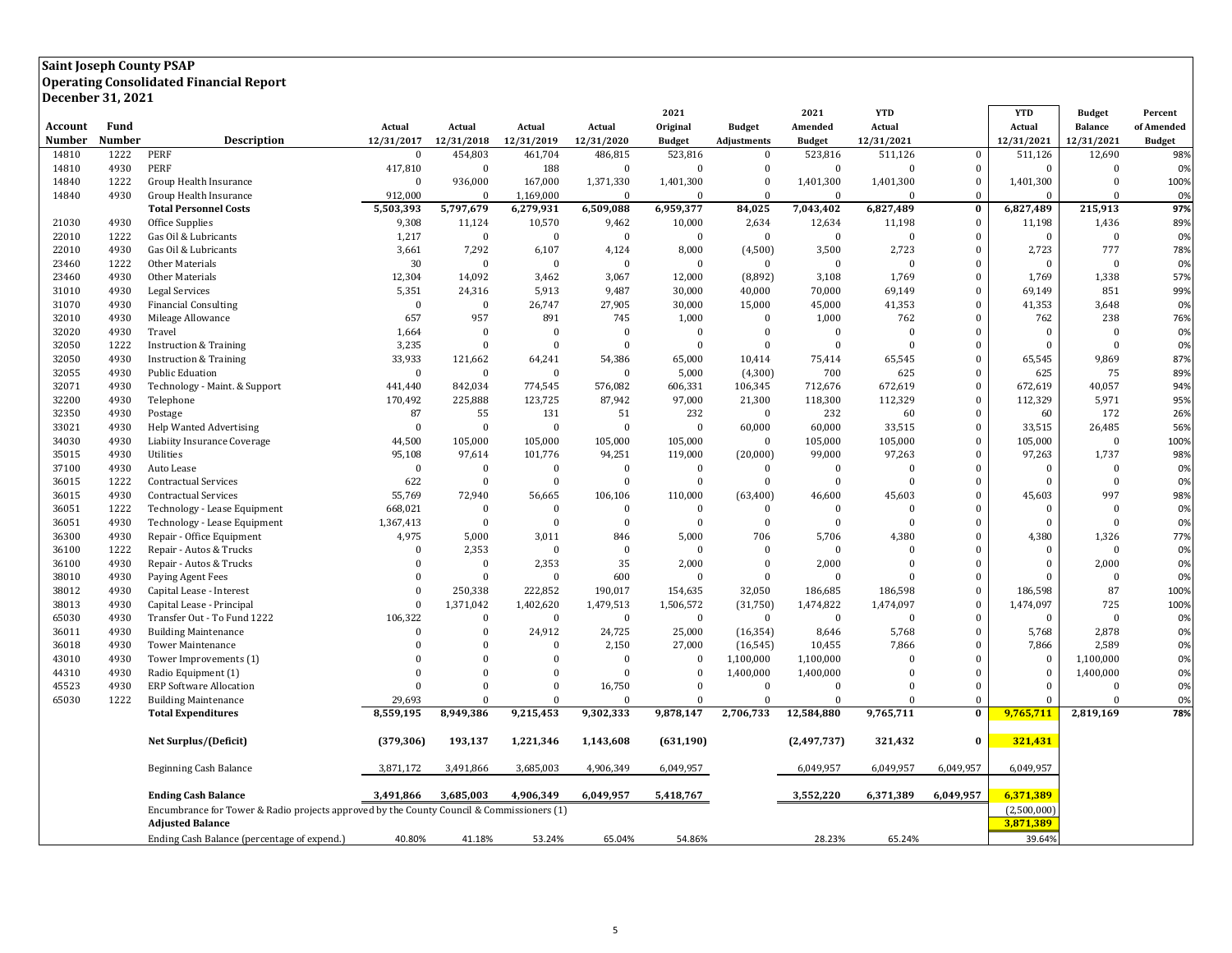**Saint Joseph County PSAP**
**Operating Consolidated Financial Report**
**Decenber 31, 2021**

| Account Number | Fund Number | Description | Actual 12/31/2017 | Actual 12/31/2018 | Actual 12/31/2019 | Actual 12/31/2020 | 2021 Original Budget | Budget Adjustments | 2021 Amended Budget | YTD Actual 12/31/2021 | | YTD Actual 12/31/2021 | Budget Balance 12/31/2021 | Percent of Amended Budget |
|---|---|---|---|---|---|---|---|---|---|---|---|---|---|---|
| 14810 | 1222 | PERF | 0 | 454,803 | 461,704 | 486,815 | 523,816 | 0 | 523,816 | 511,126 | 0 | 511,126 | 12,690 | 98% |
| 14810 | 4930 | PERF | 417,810 | 0 | 188 | 0 | 0 | 0 | 0 | 0 | 0 | 0 | 0 | 0% |
| 14840 | 1222 | Group Health Insurance | 0 | 936,000 | 167,000 | 1,371,330 | 1,401,300 | 0 | 1,401,300 | 1,401,300 | 0 | 1,401,300 | 0 | 100% |
| 14840 | 4930 | Group Health Insurance | 912,000 | 0 | 1,169,000 | 0 | 0 | 0 | 0 | 0 | 0 | 0 | 0 | 0% |
| | | **Total Personnel Costs** | **5,503,393** | **5,797,679** | **6,279,931** | **6,509,088** | **6,959,377** | **84,025** | **7,043,402** | **6,827,489** | **0** | **6,827,489** | **215,913** | **97%** |
| 21030 | 4930 | Office Supplies | 9,308 | 11,124 | 10,570 | 9,462 | 10,000 | 2,634 | 12,634 | 11,198 | 0 | 11,198 | 1,436 | 89% |
| 22010 | 1222 | Gas Oil & Lubricants | 1,217 | 0 | 0 | 0 | 0 | 0 | 0 | 0 | 0 | 0 | 0 | 0% |
| 22010 | 4930 | Gas Oil & Lubricants | 3,661 | 7,292 | 6,107 | 4,124 | 8,000 | (4,500) | 3,500 | 2,723 | 0 | 2,723 | 777 | 78% |
| 23460 | 1222 | Other Materials | 30 | 0 | 0 | 0 | 0 | 0 | 0 | 0 | 0 | 0 | 0 | 0% |
| 23460 | 4930 | Other Materials | 12,304 | 14,092 | 3,462 | 3,067 | 12,000 | (8,892) | 3,108 | 1,769 | 0 | 1,769 | 1,338 | 57% |
| 31010 | 4930 | Legal Services | 5,351 | 24,316 | 5,913 | 9,487 | 30,000 | 40,000 | 70,000 | 69,149 | 0 | 69,149 | 851 | 99% |
| 31070 | 4930 | Financial Consulting | 0 | 0 | 26,747 | 27,905 | 30,000 | 15,000 | 45,000 | 41,353 | 0 | 41,353 | 3,648 | 0% |
| 32010 | 4930 | Mileage Allowance | 657 | 957 | 891 | 745 | 1,000 | 0 | 1,000 | 762 | 0 | 762 | 238 | 76% |
| 32020 | 4930 | Travel | 1,664 | 0 | 0 | 0 | 0 | 0 | 0 | 0 | 0 | 0 | 0 | 0% |
| 32050 | 1222 | Instruction & Training | 3,235 | 0 | 0 | 0 | 0 | 0 | 0 | 0 | 0 | 0 | 0 | 0% |
| 32050 | 4930 | Instruction & Training | 33,933 | 121,662 | 64,241 | 54,386 | 65,000 | 10,414 | 75,414 | 65,545 | 0 | 65,545 | 9,869 | 87% |
| 32055 | 4930 | Public Eduation | 0 | 0 | 0 | 0 | 5,000 | (4,300) | 700 | 625 | 0 | 625 | 75 | 89% |
| 32071 | 4930 | Technology - Maint. & Support | 441,440 | 842,034 | 774,545 | 576,082 | 606,331 | 106,345 | 712,676 | 672,619 | 0 | 672,619 | 40,057 | 94% |
| 32200 | 4930 | Telephone | 170,492 | 225,888 | 123,725 | 87,942 | 97,000 | 21,300 | 118,300 | 112,329 | 0 | 112,329 | 5,971 | 95% |
| 32350 | 4930 | Postage | 87 | 55 | 131 | 51 | 232 | 0 | 232 | 60 | 0 | 60 | 172 | 26% |
| 33021 | 4930 | Help Wanted Advertising | 0 | 0 | 0 | 0 | 0 | 60,000 | 60,000 | 33,515 | 0 | 33,515 | 26,485 | 56% |
| 34030 | 4930 | Liabiity Insurance Coverage | 44,500 | 105,000 | 105,000 | 105,000 | 105,000 | 0 | 105,000 | 105,000 | 0 | 105,000 | 0 | 100% |
| 35015 | 4930 | Utilities | 95,108 | 97,614 | 101,776 | 94,251 | 119,000 | (20,000) | 99,000 | 97,263 | 0 | 97,263 | 1,737 | 98% |
| 37100 | 4930 | Auto Lease | 0 | 0 | 0 | 0 | 0 | 0 | 0 | 0 | 0 | 0 | 0 | 0% |
| 36015 | 1222 | Contractual Services | 622 | 0 | 0 | 0 | 0 | 0 | 0 | 0 | 0 | 0 | 0 | 0% |
| 36015 | 4930 | Contractual Services | 55,769 | 72,940 | 56,665 | 106,106 | 110,000 | (63,400) | 46,600 | 45,603 | 0 | 45,603 | 997 | 98% |
| 36051 | 1222 | Technology - Lease Equipment | 668,021 | 0 | 0 | 0 | 0 | 0 | 0 | 0 | 0 | 0 | 0 | 0% |
| 36051 | 4930 | Technology - Lease Equipment | 1,367,413 | 0 | 0 | 0 | 0 | 0 | 0 | 0 | 0 | 0 | 0 | 0% |
| 36300 | 4930 | Repair - Office Equipment | 4,975 | 5,000 | 3,011 | 846 | 5,000 | 706 | 5,706 | 4,380 | 0 | 4,380 | 1,326 | 77% |
| 36100 | 1222 | Repair - Autos & Trucks | 0 | 2,353 | 0 | 0 | 0 | 0 | 0 | 0 | 0 | 0 | 0 | 0% |
| 36100 | 4930 | Repair - Autos & Trucks | 0 | 0 | 2,353 | 35 | 2,000 | 0 | 2,000 | 0 | 0 | 0 | 2,000 | 0% |
| 38010 | 4930 | Paying Agent Fees | 0 | 0 | 0 | 600 | 0 | 0 | 0 | 0 | 0 | 0 | 0 | 0% |
| 38012 | 4930 | Capital Lease - Interest | 0 | 250,338 | 222,852 | 190,017 | 154,635 | 32,050 | 186,685 | 186,598 | 0 | 186,598 | 87 | 100% |
| 38013 | 4930 | Capital Lease - Principal | 0 | 1,371,042 | 1,402,620 | 1,479,513 | 1,506,572 | (31,750) | 1,474,822 | 1,474,097 | 0 | 1,474,097 | 725 | 100% |
| 65030 | 4930 | Transfer Out - To Fund 1222 | 106,322 | 0 | 0 | 0 | 0 | 0 | 0 | 0 | 0 | 0 | 0 | 0% |
| 36011 | 4930 | Building Maintenance | 0 | 0 | 24,912 | 24,725 | 25,000 | (16,354) | 8,646 | 5,768 | 0 | 5,768 | 2,878 | 0% |
| 36018 | 4930 | Tower Maintenance | 0 | 0 | 0 | 2,150 | 27,000 | (16,545) | 10,455 | 7,866 | 0 | 7,866 | 2,589 | 0% |
| 43010 | 4930 | Tower Improvements (1) | 0 | 0 | 0 | 0 | 0 | 1,100,000 | 1,100,000 | 0 | 0 | 0 | 1,100,000 | 0% |
| 44310 | 4930 | Radio Equipment (1) | 0 | 0 | 0 | 0 | 0 | 1,400,000 | 1,400,000 | 0 | 0 | 0 | 1,400,000 | 0% |
| 45523 | 4930 | ERP Software Allocation | 0 | 0 | 0 | 16,750 | 0 | 0 | 0 | 0 | 0 | 0 | 0 | 0% |
| 65030 | 1222 | Building Maintenance | 29,693 | 0 | 0 | 0 | 0 | 0 | 0 | 0 | 0 | 0 | 0 | 0% |
| | | **Total Expenditures** | **8,559,195** | **8,949,386** | **9,215,453** | **9,302,333** | **9,878,147** | **2,706,733** | **12,584,880** | **9,765,711** | **0** | **9,765,711** | **2,819,169** | **78%** |
| | | **Net Surplus/(Deficit)** | **(379,306)** | **193,137** | **1,221,346** | **1,143,608** | **(631,190)** | | **(2,497,737)** | **321,432** | **0** | **321,431** | | |
| | | Beginning Cash Balance | 3,871,172 | 3,491,866 | 3,685,003 | 4,906,349 | 6,049,957 | | 6,049,957 | 6,049,957 | 6,049,957 | 6,049,957 | | |
| | | **Ending Cash Balance** | **3,491,866** | **3,685,003** | **4,906,349** | **6,049,957** | **5,418,767** | | **3,552,220** | **6,371,389** | **6,049,957** | **6,371,389** | | |
| | | Encumbrance for Tower & Radio projects approved by the County Council & Commissioners (1) | | | | | | | | | | (2,500,000) | | |
| | | **Adjusted Balance** | | | | | | | | | | **3,871,389** | | |
| | | Ending Cash Balance (percentage of expend.) | 40.80% | 41.18% | 53.24% | 65.04% | 54.86% | | 28.23% | 65.24% | | 39.64% | | |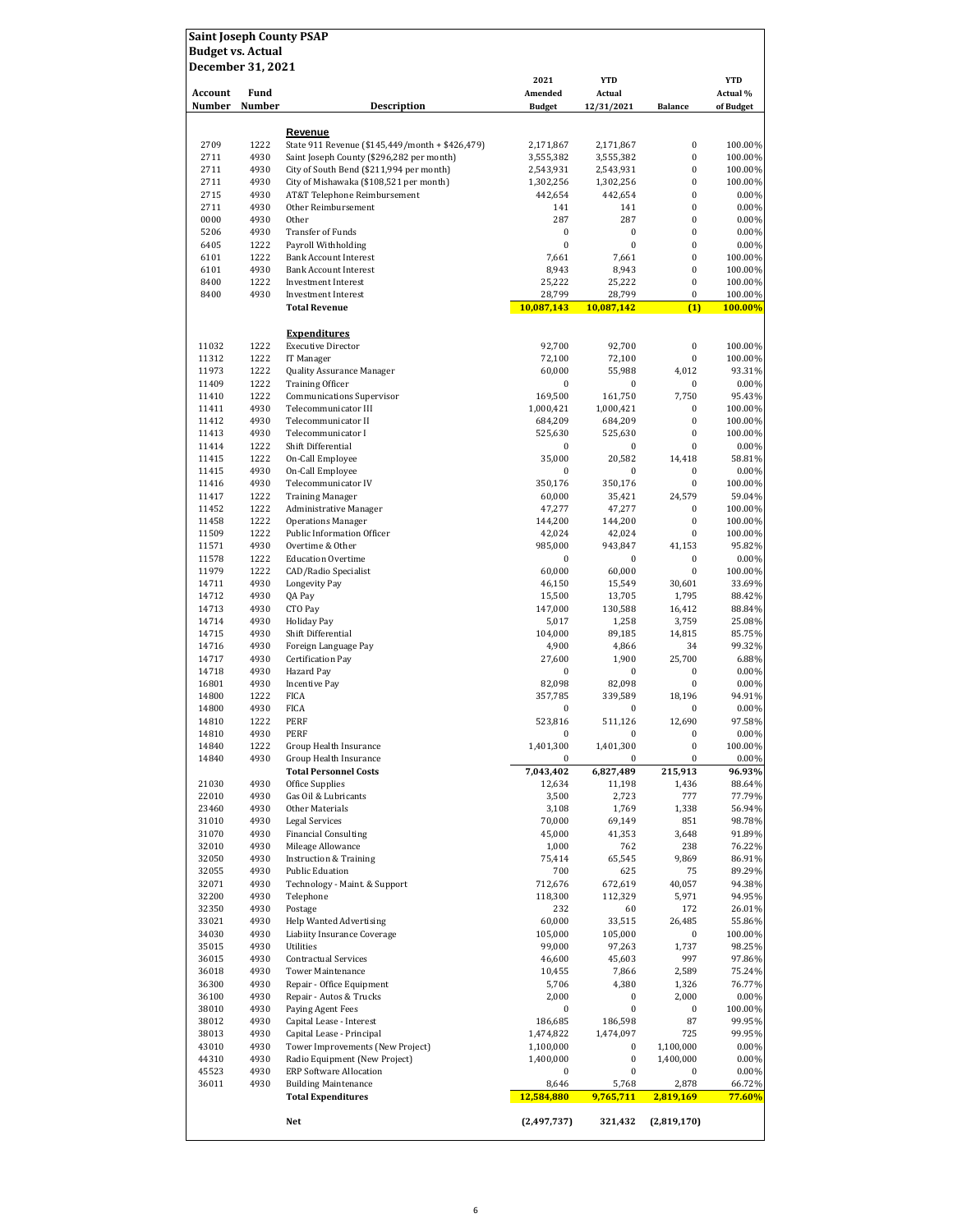**Saint Joseph County PSAP**
**Budget vs. Actual**
**December 31, 2021**

| Account Number | Fund Number | Description | 2021 Amended Budget | YTD Actual 12/31/2021 | Balance | YTD Actual % of Budget |
|---|---|---|---|---|---|---|
| | | **Revenue** | | | | |
| 2709 | 1222 | State 911 Revenue ($145,449/month + $426,479) | 2,171,867 | 2,171,867 | 0 | 100.00% |
| 2711 | 4930 | Saint Joseph County ($296,282 per month) | 3,555,382 | 3,555,382 | 0 | 100.00% |
| 2711 | 4930 | City of South Bend ($211,994 per month) | 2,543,931 | 2,543,931 | 0 | 100.00% |
| 2711 | 4930 | City of Mishawaka ($108,521 per month) | 1,302,256 | 1,302,256 | 0 | 100.00% |
| 2715 | 4930 | AT&T Telephone Reimbursement | 442,654 | 442,654 | 0 | 0.00% |
| 2711 | 4930 | Other Reimbursement | 141 | 141 | 0 | 0.00% |
| 0000 | 4930 | Other | 287 | 287 | 0 | 0.00% |
| 5206 | 4930 | Transfer of Funds | 0 | 0 | 0 | 0.00% |
| 6405 | 1222 | Payroll Withholding | 0 | 0 | 0 | 0.00% |
| 6101 | 1222 | Bank Account Interest | 7,661 | 7,661 | 0 | 100.00% |
| 6101 | 4930 | Bank Account Interest | 8,943 | 8,943 | 0 | 100.00% |
| 8400 | 1222 | Investment Interest | 25,222 | 25,222 | 0 | 100.00% |
| 8400 | 4930 | Investment Interest | 28,799 | 28,799 | 0 | 100.00% |
| | | **Total Revenue** | **10,087,143** | **10,087,142** | **(1)** | **100.00%** |
| | | **Expenditures** | | | | |
| 11032 | 1222 | Executive Director | 92,700 | 92,700 | 0 | 100.00% |
| 11312 | 1222 | IT Manager | 72,100 | 72,100 | 0 | 100.00% |
| 11973 | 1222 | Quality Assurance Manager | 60,000 | 55,988 | 4,012 | 93.31% |
| 11409 | 1222 | Training Officer | 0 | 0 | 0 | 0.00% |
| 11410 | 1222 | Communications Supervisor | 169,500 | 161,750 | 7,750 | 95.43% |
| 11411 | 4930 | Telecommunicator III | 1,000,421 | 1,000,421 | 0 | 100.00% |
| 11412 | 4930 | Telecommunicator II | 684,209 | 684,209 | 0 | 100.00% |
| 11413 | 4930 | Telecommunicator I | 525,630 | 525,630 | 0 | 100.00% |
| 11414 | 1222 | Shift Differential | 0 | 0 | 0 | 0.00% |
| 11415 | 1222 | On-Call Employee | 35,000 | 20,582 | 14,418 | 58.81% |
| 11415 | 4930 | On-Call Employee | 0 | 0 | 0 | 0.00% |
| 11416 | 4930 | Telecommunicator IV | 350,176 | 350,176 | 0 | 100.00% |
| 11417 | 1222 | Training Manager | 60,000 | 35,421 | 24,579 | 59.04% |
| 11452 | 1222 | Administrative Manager | 47,277 | 47,277 | 0 | 100.00% |
| 11458 | 1222 | Operations Manager | 144,200 | 144,200 | 0 | 100.00% |
| 11509 | 1222 | Public Information Officer | 42,024 | 42,024 | 0 | 100.00% |
| 11571 | 4930 | Overtime & Other | 985,000 | 943,847 | 41,153 | 95.82% |
| 11578 | 1222 | Education Overtime | 0 | 0 | 0 | 0.00% |
| 11979 | 1222 | CAD/Radio Specialist | 60,000 | 60,000 | 0 | 100.00% |
| 14711 | 4930 | Longevity Pay | 46,150 | 15,549 | 30,601 | 33.69% |
| 14712 | 4930 | QA Pay | 15,500 | 13,705 | 1,795 | 88.42% |
| 14713 | 4930 | CTO Pay | 147,000 | 130,588 | 16,412 | 88.84% |
| 14714 | 4930 | Holiday Pay | 5,017 | 1,258 | 3,759 | 25.08% |
| 14715 | 4930 | Shift Differential | 104,000 | 89,185 | 14,815 | 85.75% |
| 14716 | 4930 | Foreign Language Pay | 4,900 | 4,866 | 34 | 99.32% |
| 14717 | 4930 | Certification Pay | 27,600 | 1,900 | 25,700 | 6.88% |
| 14718 | 4930 | Hazard Pay | 0 | 0 | 0 | 0.00% |
| 16801 | 4930 | Incentive Pay | 82,098 | 82,098 | 0 | 0.00% |
| 14800 | 1222 | FICA | 357,785 | 339,589 | 18,196 | 94.91% |
| 14800 | 4930 | FICA | 0 | 0 | 0 | 0.00% |
| 14810 | 1222 | PERF | 523,816 | 511,126 | 12,690 | 97.58% |
| 14810 | 4930 | PERF | 0 | 0 | 0 | 0.00% |
| 14840 | 1222 | Group Health Insurance | 1,401,300 | 1,401,300 | 0 | 100.00% |
| 14840 | 4930 | Group Health Insurance | 0 | 0 | 0 | 0.00% |
| | | **Total Personnel Costs** | **7,043,402** | **6,827,489** | **215,913** | **96.93%** |
| 21030 | 4930 | Office Supplies | 12,634 | 11,198 | 1,436 | 88.64% |
| 22010 | 4930 | Gas Oil & Lubricants | 3,500 | 2,723 | 777 | 77.79% |
| 23460 | 4930 | Other Materials | 3,108 | 1,769 | 1,338 | 56.94% |
| 31010 | 4930 | Legal Services | 70,000 | 69,149 | 851 | 98.78% |
| 31070 | 4930 | Financial Consulting | 45,000 | 41,353 | 3,648 | 91.89% |
| 32010 | 4930 | Mileage Allowance | 1,000 | 762 | 238 | 76.22% |
| 32050 | 4930 | Instruction & Training | 75,414 | 65,545 | 9,869 | 86.91% |
| 32055 | 4930 | Public Eduation | 700 | 625 | 75 | 89.29% |
| 32071 | 4930 | Technology - Maint. & Support | 712,676 | 672,619 | 40,057 | 94.38% |
| 32200 | 4930 | Telephone | 118,300 | 112,329 | 5,971 | 94.95% |
| 32350 | 4930 | Postage | 232 | 60 | 172 | 26.01% |
| 33021 | 4930 | Help Wanted Advertising | 60,000 | 33,515 | 26,485 | 55.86% |
| 34030 | 4930 | Liabiity Insurance Coverage | 105,000 | 105,000 | 0 | 100.00% |
| 35015 | 4930 | Utilities | 99,000 | 97,263 | 1,737 | 98.25% |
| 36015 | 4930 | Contractual Services | 46,600 | 45,603 | 997 | 97.86% |
| 36018 | 4930 | Tower Maintenance | 10,455 | 7,866 | 2,589 | 75.24% |
| 36300 | 4930 | Repair - Office Equipment | 5,706 | 4,380 | 1,326 | 76.77% |
| 36100 | 4930 | Repair - Autos & Trucks | 2,000 | 0 | 2,000 | 0.00% |
| 38010 | 4930 | Paying Agent Fees | 0 | 0 | 0 | 100.00% |
| 38012 | 4930 | Capital Lease - Interest | 186,685 | 186,598 | 87 | 99.95% |
| 38013 | 4930 | Capital Lease - Principal | 1,474,822 | 1,474,097 | 725 | 99.95% |
| 43010 | 4930 | Tower Improvements (New Project) | 1,100,000 | 0 | 1,100,000 | 0.00% |
| 44310 | 4930 | Radio Equipment (New Project) | 1,400,000 | 0 | 1,400,000 | 0.00% |
| 45523 | 4930 | ERP Software Allocation | 0 | 0 | 0 | 0.00% |
| 36011 | 4930 | Building Maintenance | 8,646 | 5,768 | 2,878 | 66.72% |
| | | **Total Expenditures** | **12,584,880** | **9,765,711** | **2,819,169** | **77.60%** |
| | | **Net** | **(2,497,737)** | **321,432** | **(2,819,170)** | |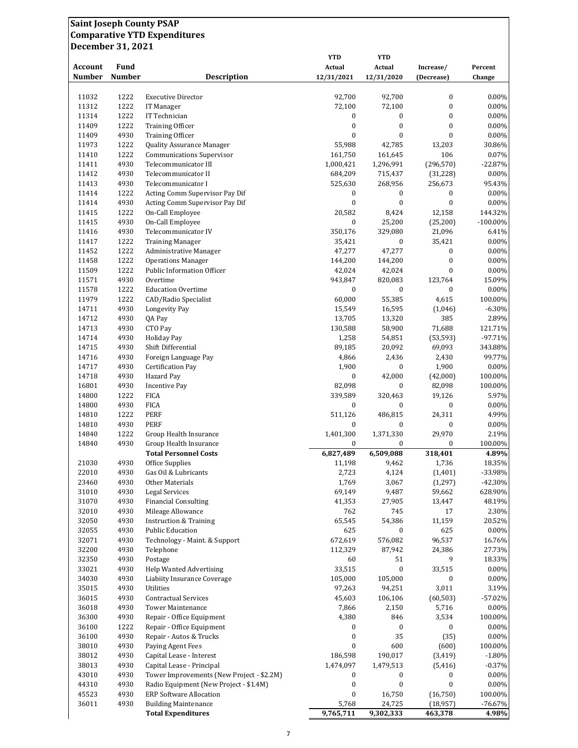**Saint Joseph County PSAP**
**Comparative YTD Expenditures**
**December 31, 2021**

| Account Number | Fund Number | Description | YTD Actual 12/31/2021 | YTD Actual 12/31/2020 | Increase/ (Decrease) | Percent Change |
|---|---|---|---|---|---|---|
| 11032 | 1222 | Executive Director | 92,700 | 92,700 | 0 | 0.00% |
| 11312 | 1222 | IT Manager | 72,100 | 72,100 | 0 | 0.00% |
| 11314 | 1222 | IT Technician | 0 | 0 | 0 | 0.00% |
| 11409 | 1222 | Training Officer | 0 | 0 | 0 | 0.00% |
| 11409 | 4930 | Training Officer | 0 | 0 | 0 | 0.00% |
| 11973 | 1222 | Quality Assurance Manager | 55,988 | 42,785 | 13,203 | 30.86% |
| 11410 | 1222 | Communications Supervisor | 161,750 | 161,645 | 106 | 0.07% |
| 11411 | 4930 | Telecommunicator III | 1,000,421 | 1,296,991 | (296,570) | -22.87% |
| 11412 | 4930 | Telecommunicator II | 684,209 | 715,437 | (31,228) | 0.00% |
| 11413 | 4930 | Telecommunicator I | 525,630 | 268,956 | 256,673 | 95.43% |
| 11414 | 1222 | Acting Comm Supervisor Pay Dif | 0 | 0 | 0 | 0.00% |
| 11414 | 4930 | Acting Comm Supervisor Pay Dif | 0 | 0 | 0 | 0.00% |
| 11415 | 1222 | On-Call Employee | 20,582 | 8,424 | 12,158 | 144.32% |
| 11415 | 4930 | On-Call Employee | 0 | 25,200 | (25,200) | -100.00% |
| 11416 | 4930 | Telecommunicator IV | 350,176 | 329,080 | 21,096 | 6.41% |
| 11417 | 1222 | Training Manager | 35,421 | 0 | 35,421 | 0.00% |
| 11452 | 1222 | Administrative Manager | 47,277 | 47,277 | 0 | 0.00% |
| 11458 | 1222 | Operations Manager | 144,200 | 144,200 | 0 | 0.00% |
| 11509 | 1222 | Public Information Officer | 42,024 | 42,024 | 0 | 0.00% |
| 11571 | 4930 | Overtime | 943,847 | 820,083 | 123,764 | 15.09% |
| 11578 | 1222 | Education Overtime | 0 | 0 | 0 | 0.00% |
| 11979 | 1222 | CAD/Radio Specialist | 60,000 | 55,385 | 4,615 | 100.00% |
| 14711 | 4930 | Longevity Pay | 15,549 | 16,595 | (1,046) | -6.30% |
| 14712 | 4930 | QA Pay | 13,705 | 13,320 | 385 | 2.89% |
| 14713 | 4930 | CTO Pay | 130,588 | 58,900 | 71,688 | 121.71% |
| 14714 | 4930 | Holiday Pay | 1,258 | 54,851 | (53,593) | -97.71% |
| 14715 | 4930 | Shift Differential | 89,185 | 20,092 | 69,093 | 343.88% |
| 14716 | 4930 | Foreign Language Pay | 4,866 | 2,436 | 2,430 | 99.77% |
| 14717 | 4930 | Certification Pay | 1,900 | 0 | 1,900 | 0.00% |
| 14718 | 4930 | Hazard Pay | 0 | 42,000 | (42,000) | 100.00% |
| 16801 | 4930 | Incentive Pay | 82,098 | 0 | 82,098 | 100.00% |
| 14800 | 1222 | FICA | 339,589 | 320,463 | 19,126 | 5.97% |
| 14800 | 4930 | FICA | 0 | 0 | 0 | 0.00% |
| 14810 | 1222 | PERF | 511,126 | 486,815 | 24,311 | 4.99% |
| 14810 | 4930 | PERF | 0 | 0 | 0 | 0.00% |
| 14840 | 1222 | Group Health Insurance | 1,401,300 | 1,371,330 | 29,970 | 2.19% |
| 14840 | 4930 | Group Health Insurance | 0 | 0 | 0 | 100.00% |
| | | **Total Personnel Costs** | **6,827,489** | **6,509,088** | **318,401** | **4.89%** |
| 21030 | 4930 | Office Supplies | 11,198 | 9,462 | 1,736 | 18.35% |
| 22010 | 4930 | Gas Oil & Lubricants | 2,723 | 4,124 | (1,401) | -33.98% |
| 23460 | 4930 | Other Materials | 1,769 | 3,067 | (1,297) | -42.30% |
| 31010 | 4930 | Legal Services | 69,149 | 9,487 | 59,662 | 628.90% |
| 31070 | 4930 | Financial Consulting | 41,353 | 27,905 | 13,447 | 48.19% |
| 32010 | 4930 | Mileage Allowance | 762 | 745 | 17 | 2.30% |
| 32050 | 4930 | Instruction & Training | 65,545 | 54,386 | 11,159 | 20.52% |
| 32055 | 4930 | Public Education | 625 | 0 | 625 | 0.00% |
| 32071 | 4930 | Technology - Maint. & Support | 672,619 | 576,082 | 96,537 | 16.76% |
| 32200 | 4930 | Telephone | 112,329 | 87,942 | 24,386 | 27.73% |
| 32350 | 4930 | Postage | 60 | 51 | 9 | 18.33% |
| 33021 | 4930 | Help Wanted Advertising | 33,515 | 0 | 33,515 | 0.00% |
| 34030 | 4930 | Liabiity Insurance Coverage | 105,000 | 105,000 | 0 | 0.00% |
| 35015 | 4930 | Utilities | 97,263 | 94,251 | 3,011 | 3.19% |
| 36015 | 4930 | Contractual Services | 45,603 | 106,106 | (60,503) | -57.02% |
| 36018 | 4930 | Tower Maintenance | 7,866 | 2,150 | 5,716 | 0.00% |
| 36300 | 4930 | Repair - Office Equipment | 4,380 | 846 | 3,534 | 100.00% |
| 36100 | 1222 | Repair - Office Equipment | 0 | 0 | 0 | 0.00% |
| 36100 | 4930 | Repair - Autos & Trucks | 0 | 35 | (35) | 0.00% |
| 38010 | 4930 | Paying Agent Fees | 0 | 600 | (600) | 100.00% |
| 38012 | 4930 | Capital Lease - Interest | 186,598 | 190,017 | (3,419) | -1.80% |
| 38013 | 4930 | Capital Lease - Principal | 1,474,097 | 1,479,513 | (5,416) | -0.37% |
| 43010 | 4930 | Tower Improvements (New Project - $2.2M) | 0 | 0 | 0 | 0.00% |
| 44310 | 4930 | Radio Equipment (New Project - $1.4M) | 0 | 0 | 0 | 0.00% |
| 45523 | 4930 | ERP Software Allocation | 0 | 16,750 | (16,750) | 100.00% |
| 36011 | 4930 | Building Maintenance | 5,768 | 24,725 | (18,957) | -76.67% |
| | | **Total Expenditures** | **9,765,711** | **9,302,333** | **463,378** | **4.98%** |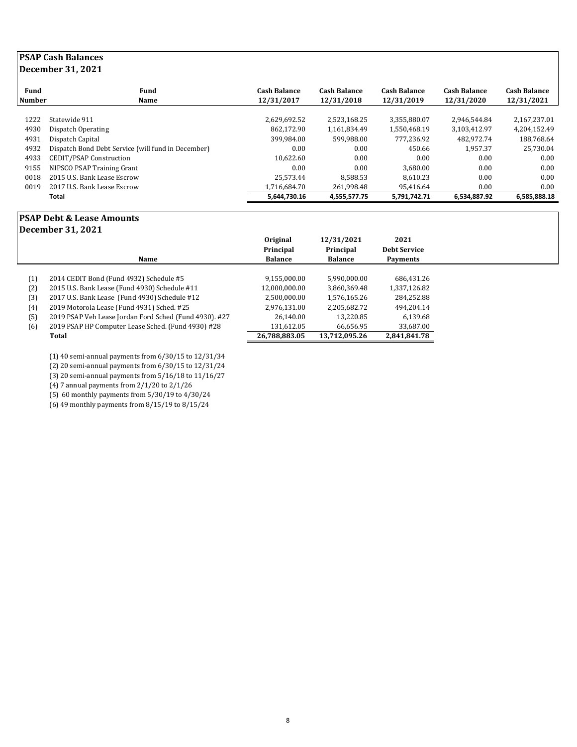## PSAP Cash Balances
## December 31, 2021

| Fund Number | Fund Name | Cash Balance 12/31/2017 | Cash Balance 12/31/2018 | Cash Balance 12/31/2019 | Cash Balance 12/31/2020 | Cash Balance 12/31/2021 |
|---|---|---|---|---|---|---|
| 1222 | Statewide 911 | 2,629,692.52 | 2,523,168.25 | 3,355,880.07 | 2,946,544.84 | 2,167,237.01 |
| 4930 | Dispatch Operating | 862,172.90 | 1,161,834.49 | 1,550,468.19 | 3,103,412.97 | 4,204,152.49 |
| 4931 | Dispatch Capital | 399,984.00 | 599,988.00 | 777,236.92 | 482,972.74 | 188,768.64 |
| 4932 | Dispatch Bond Debt Service (will fund in December) | 0.00 | 0.00 | 450.66 | 1,957.37 | 25,730.04 |
| 4933 | CEDIT/PSAP Construction | 10,622.60 | 0.00 | 0.00 | 0.00 | 0.00 |
| 9155 | NIPSCO PSAP Training Grant | 0.00 | 0.00 | 3,680.00 | 0.00 | 0.00 |
| 0018 | 2015 U.S. Bank Lease Escrow | 25,573.44 | 8,588.53 | 8,610.23 | 0.00 | 0.00 |
| 0019 | 2017 U.S. Bank Lease Escrow | 1,716,684.70 | 261,998.48 | 95,416.64 | 0.00 | 0.00 |
| | **Total** | **5,644,730.16** | **4,555,577.75** | **5,791,742.71** | **6,534,887.92** | **6,585,888.18** |

## PSAP Debt & Lease Amounts
## December 31, 2021

| | Name | Original Principal Balance | 12/31/2021 Principal Balance | 2021 Debt Service Payments |
|---|---|---|---|---|
| (1) | 2014 CEDIT Bond (Fund 4932) Schedule #5 | 9,155,000.00 | 5,990,000.00 | 686,431.26 |
| (2) | 2015 U.S. Bank Lease (Fund 4930) Schedule #11 | 12,000,000.00 | 3,860,369.48 | 1,337,126.82 |
| (3) | 2017 U.S. Bank Lease (Fund 4930) Schedule #12 | 2,500,000.00 | 1,576,165.26 | 284,252.88 |
| (4) | 2019 Motorola Lease (Fund 4931) Sched. #25 | 2,976,131.00 | 2,205,682.72 | 494,204.14 |
| (5) | 2019 PSAP Veh Lease Jordan Ford Sched (Fund 4930). #27 | 26,140.00 | 13,220.85 | 6,139.68 |
| (6) | 2019 PSAP HP Computer Lease Sched. (Fund 4930) #28 | 131,612.05 | 66,656.95 | 33,687.00 |
| | **Total** | **26,788,883.05** | **13,712,095.26** | **2,841,841.78** |

(1) 40 semi-annual payments from 6/30/15 to 12/31/34
(2) 20 semi-annual payments from 6/30/15 to 12/31/24
(3) 20 semi-annual payments from 5/16/18 to 11/16/27
(4) 7 annual payments from 2/1/20 to 2/1/26
(5) 60 monthly payments from 5/30/19 to 4/30/24
(6) 49 monthly payments from 8/15/19 to 8/15/24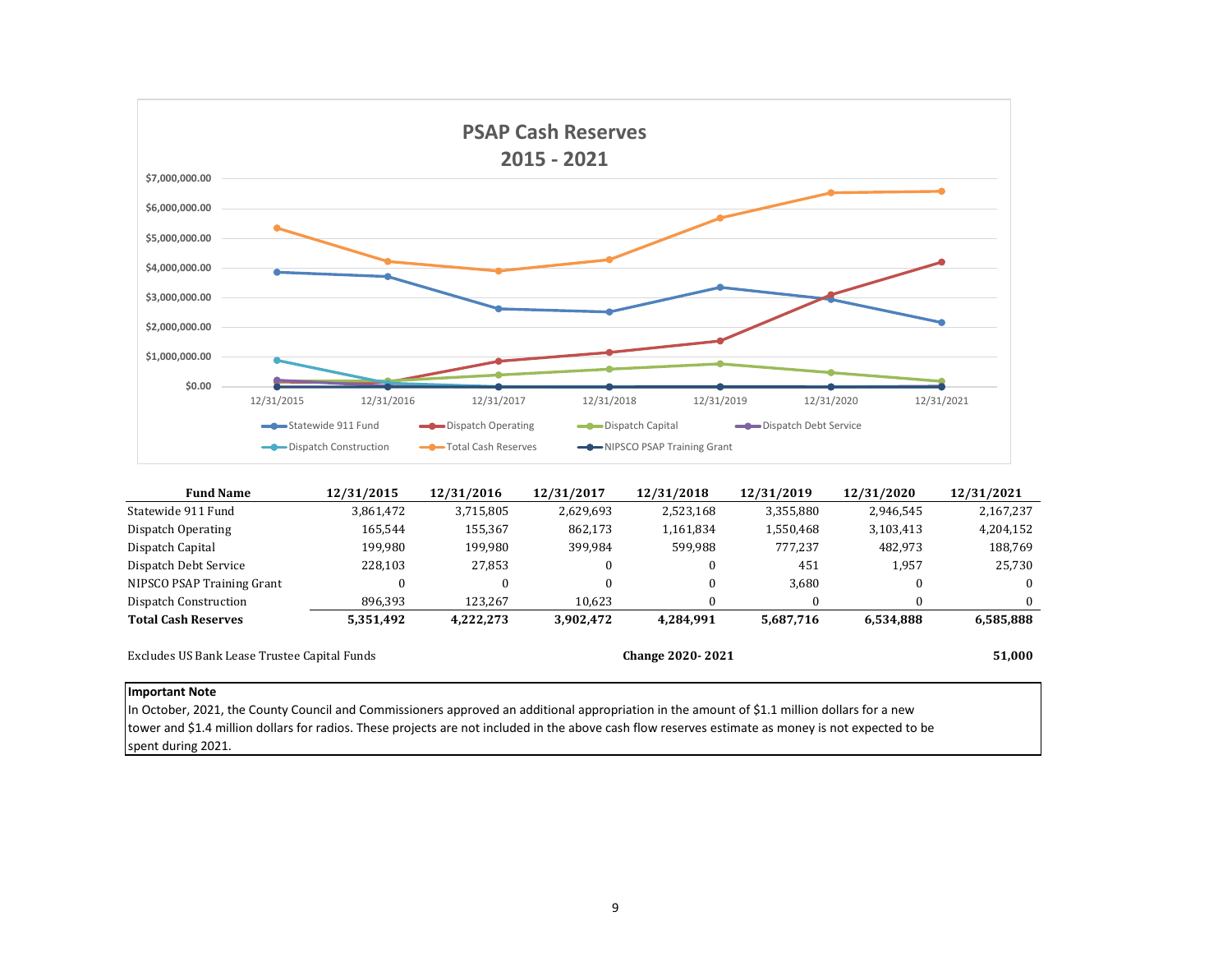**PSAP Cash Reserves**
**2015 - 2021**

| Fund Name | 12/31/2015 | 12/31/2016 | 12/31/2017 | 12/31/2018 | 12/31/2019 | 12/31/2020 | 12/31/2021 |
|---|---|---|---|---|---|---|---|
| Statewide 911 Fund | 3,861,472 | 3,715,805 | 2,629,693 | 2,523,168 | 3,355,880 | 2,946,545 | 2,167,237 |
| Dispatch Operating | 165,544 | 155,367 | 862,173 | 1,161,834 | 1,550,468 | 3,103,413 | 4,204,152 |
| Dispatch Capital | 199,980 | 199,980 | 399,984 | 599,988 | 777,237 | 482,973 | 188,769 |
| Dispatch Debt Service | 228,103 | 27,853 | 0 | 0 | 451 | 1,957 | 25,730 |
| NIPSCO PSAP Training Grant | 0 | 0 | 0 | 0 | 3,680 | 0 | 0 |
| Dispatch Construction | 896,393 | 123,267 | 10,623 | 0 | 0 | 0 | 0 |
| **Total Cash Reserves** | **5,351,492** | **4,222,273** | **3,902,472** | **4,284,991** | **5,687,716** | **6,534,888** | **6,585,888** |

Excludes US Bank Lease Trustee Capital Funds

**Change 2020- 2021** **51,000**

**Important Note**

In October, 2021, the County Council and Commissioners approved an additional appropriation in the amount of $1.1 million dollars for a new tower and $1.4 million dollars for radios. These projects are not included in the above cash flow reserves estimate as money is not expected to be spent during 2021.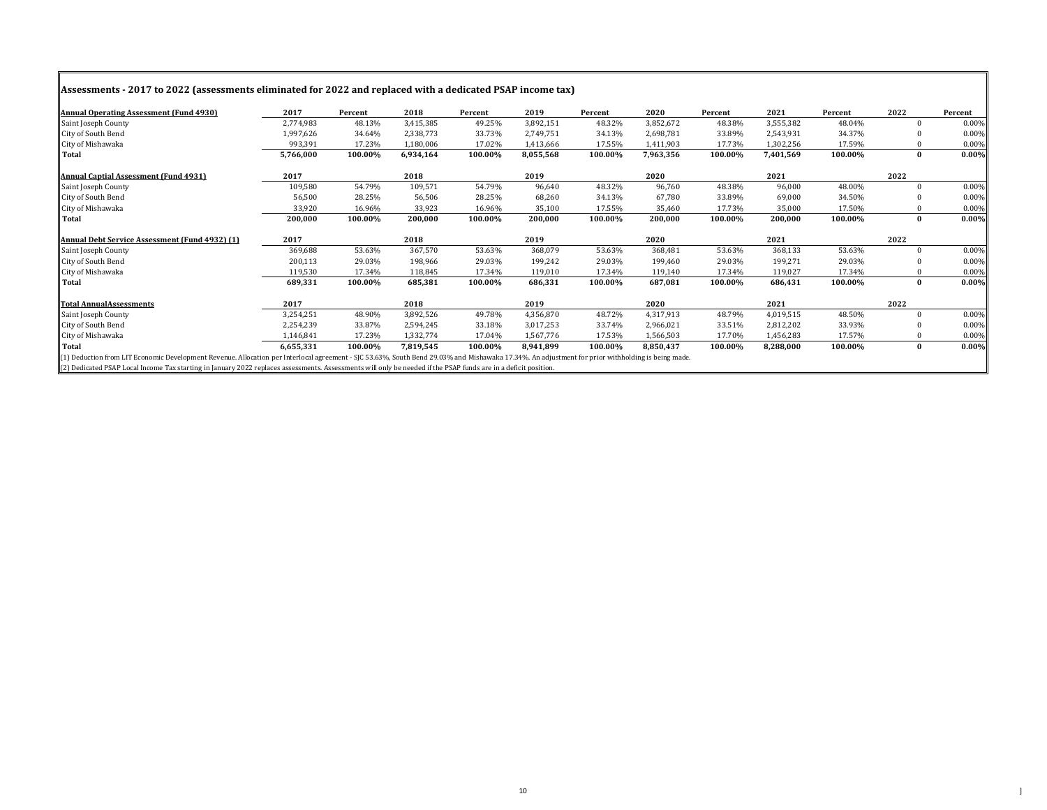## Assessments - 2017 to 2022 (assessments eliminated for 2022 and replaced with a dedicated PSAP income tax)

| Annual Operating Assessment (Fund 4930) | 2017 | Percent | 2018 | Percent | 2019 | Percent | 2020 | Percent | 2021 | Percent | 2022 | Percent |
|---|---|---|---|---|---|---|---|---|---|---|---|---|
| Saint Joseph County | 2,774,983 | 48.13% | 3,415,385 | 49.25% | 3,892,151 | 48.32% | 3,852,672 | 48.38% | 3,555,382 | 48.04% | 0 | 0.00% |
| City of South Bend | 1,997,626 | 34.64% | 2,338,773 | 33.73% | 2,749,751 | 34.13% | 2,698,781 | 33.89% | 2,543,931 | 34.37% | 0 | 0.00% |
| City of Mishawaka | 993,391 | 17.23% | 1,180,006 | 17.02% | 1,413,666 | 17.55% | 1,411,903 | 17.73% | 1,302,256 | 17.59% | 0 | 0.00% |
| **Total** | **5,766,000** | **100.00%** | **6,934,164** | **100.00%** | **8,055,568** | **100.00%** | **7,963,356** | **100.00%** | **7,401,569** | **100.00%** | **0** | **0.00%** |
| **Annual Captial Assessment (Fund 4931)** | **2017** | | **2018** | | **2019** | | **2020** | | **2021** | | **2022** | |
| Saint Joseph County | 109,580 | 54.79% | 109,571 | 54.79% | 96,640 | 48.32% | 96,760 | 48.38% | 96,000 | 48.00% | 0 | 0.00% |
| City of South Bend | 56,500 | 28.25% | 56,506 | 28.25% | 68,260 | 34.13% | 67,780 | 33.89% | 69,000 | 34.50% | 0 | 0.00% |
| City of Mishawaka | 33,920 | 16.96% | 33,923 | 16.96% | 35,100 | 17.55% | 35,460 | 17.73% | 35,000 | 17.50% | 0 | 0.00% |
| **Total** | **200,000** | **100.00%** | **200,000** | **100.00%** | **200,000** | **100.00%** | **200,000** | **100.00%** | **200,000** | **100.00%** | **0** | **0.00%** |
| **Annual Debt Service Assessment (Fund 4932) (1)** | **2017** | | **2018** | | **2019** | | **2020** | | **2021** | | **2022** | |
| Saint Joseph County | 369,688 | 53.63% | 367,570 | 53.63% | 368,079 | 53.63% | 368,481 | 53.63% | 368,133 | 53.63% | 0 | 0.00% |
| City of South Bend | 200,113 | 29.03% | 198,966 | 29.03% | 199,242 | 29.03% | 199,460 | 29.03% | 199,271 | 29.03% | 0 | 0.00% |
| City of Mishawaka | 119,530 | 17.34% | 118,845 | 17.34% | 119,010 | 17.34% | 119,140 | 17.34% | 119,027 | 17.34% | 0 | 0.00% |
| **Total** | **689,331** | **100.00%** | **685,381** | **100.00%** | **686,331** | **100.00%** | **687,081** | **100.00%** | **686,431** | **100.00%** | **0** | **0.00%** |
| **Total AnnualAssessments** | **2017** | | **2018** | | **2019** | | **2020** | | **2021** | | **2022** | |
| Saint Joseph County | 3,254,251 | 48.90% | 3,892,526 | 49.78% | 4,356,870 | 48.72% | 4,317,913 | 48.79% | 4,019,515 | 48.50% | 0 | 0.00% |
| City of South Bend | 2,254,239 | 33.87% | 2,594,245 | 33.18% | 3,017,253 | 33.74% | 2,966,021 | 33.51% | 2,812,202 | 33.93% | 0 | 0.00% |
| City of Mishawaka | 1,146,841 | 17.23% | 1,332,774 | 17.04% | 1,567,776 | 17.53% | 1,566,503 | 17.70% | 1,456,283 | 17.57% | 0 | 0.00% |
| **Total** | **6,655,331** | **100.00%** | **7,819,545** | **100.00%** | **8,941,899** | **100.00%** | **8,850,437** | **100.00%** | **8,288,000** | **100.00%** | **0** | **0.00%** |

(1) Deduction from LIT Economic Development Revenue. Allocation per Interlocal agreement - SJC 53.63%, South Bend 29.03% and Mishawaka 17.34%. An adjustment for prior withholding is being made.

(2) Dedicated PSAP Local Income Tax starting in January 2022 replaces assessments. Assessments will only be needed if the PSAP funds are in a deficit position.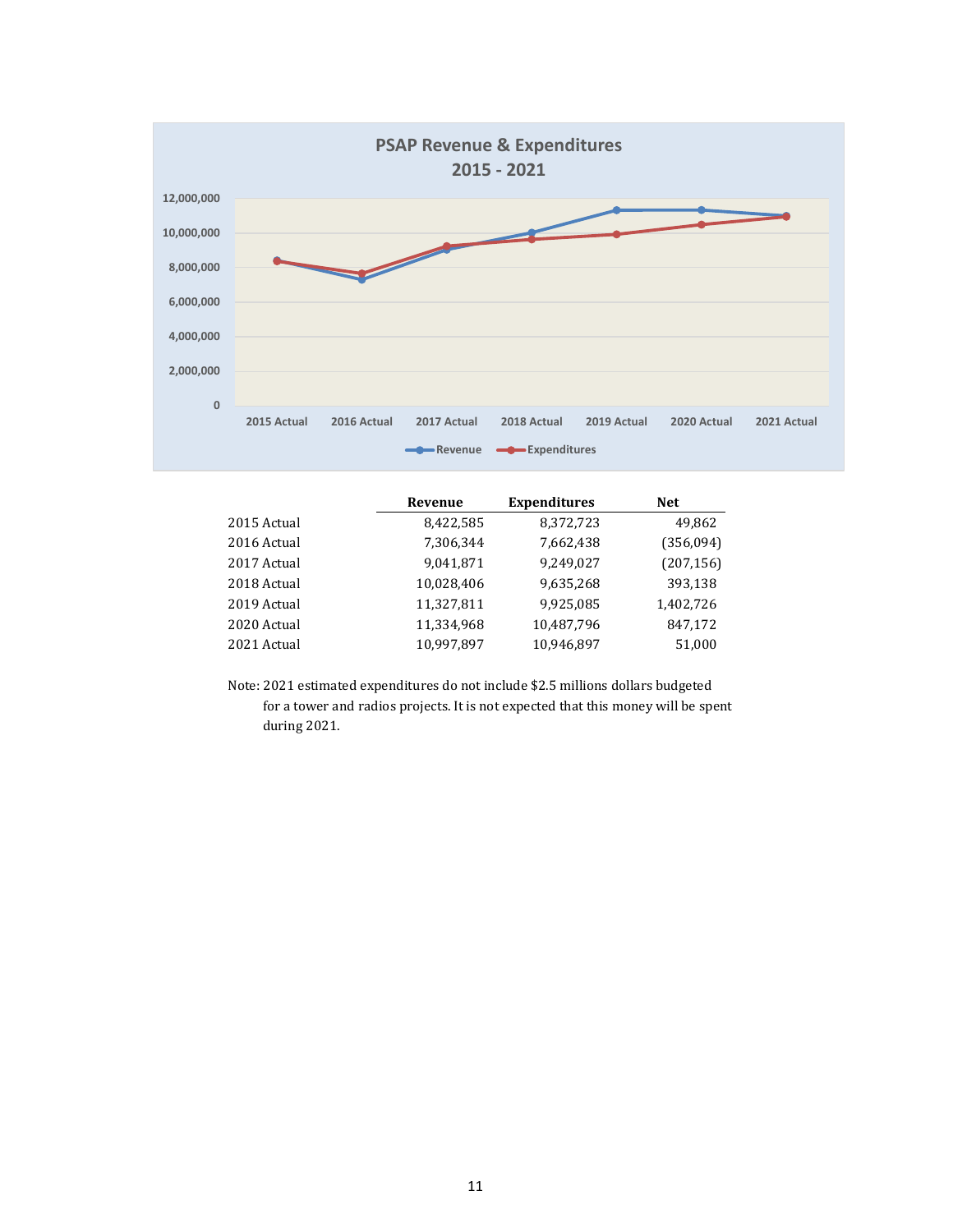**PSAP Revenue & Expenditures**
**2015 - 2021**

| | Revenue | Expenditures | Net |
|---|---|---|---|
| 2015 Actual | 8,422,585 | 8,372,723 | 49,862 |
| 2016 Actual | 7,306,344 | 7,662,438 | (356,094) |
| 2017 Actual | 9,041,871 | 9,249,027 | (207,156) |
| 2018 Actual | 10,028,406 | 9,635,268 | 393,138 |
| 2019 Actual | 11,327,811 | 9,925,085 | 1,402,726 |
| 2020 Actual | 11,334,968 | 10,487,796 | 847,172 |
| 2021 Actual | 10,997,897 | 10,946,897 | 51,000 |

Note: 2021 estimated expenditures do not include $2.5 millions dollars budgeted for a tower and radios projects. It is not expected that this money will be spent during 2021.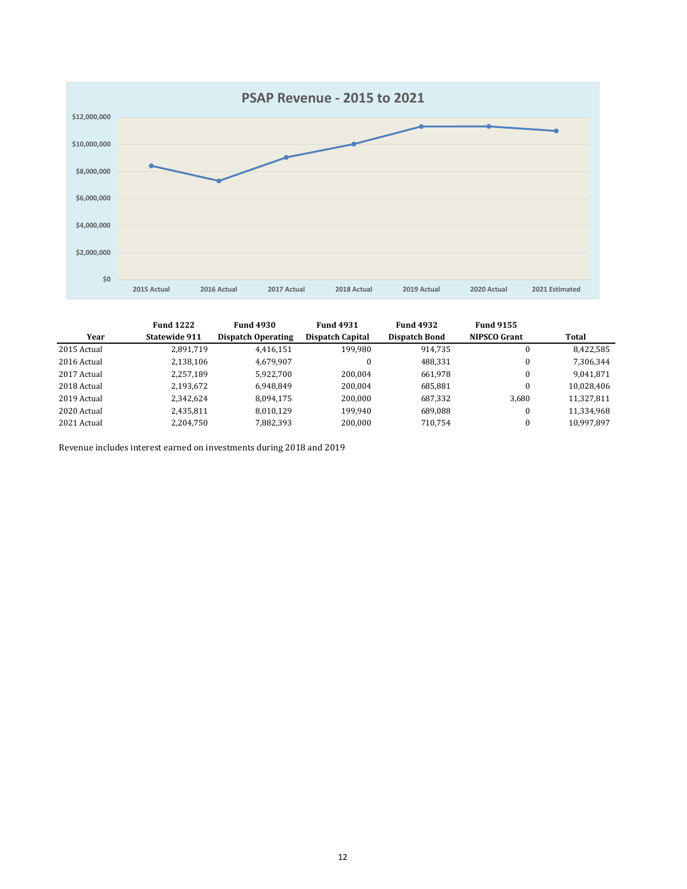## PSAP Revenue - 2015 to 2021

| Year | Fund 1222 Statewide 911 | Fund 4930 Dispatch Operating | Fund 4931 Dispatch Capital | Fund 4932 Dispatch Bond | Fund 9155 NIPSCO Grant | Total |
|---|---|---|---|---|---|---|
| 2015 Actual | 2,891,719 | 4,416,151 | 199,980 | 914,735 | 0 | 8,422,585 |
| 2016 Actual | 2,138,106 | 4,679,907 | 0 | 488,331 | 0 | 7,306,344 |
| 2017 Actual | 2,257,189 | 5,922,700 | 200,004 | 661,978 | 0 | 9,041,871 |
| 2018 Actual | 2,193,672 | 6,948,849 | 200,004 | 685,881 | 0 | 10,028,406 |
| 2019 Actual | 2,342,624 | 8,094,175 | 200,000 | 687,332 | 3,680 | 11,327,811 |
| 2020 Actual | 2,435,811 | 8,010,129 | 199,940 | 689,088 | 0 | 11,334,968 |
| 2021 Actual | 2,204,750 | 7,882,393 | 200,000 | 710,754 | 0 | 10,997,897 |

Revenue includes interest earned on investments during 2018 and 2019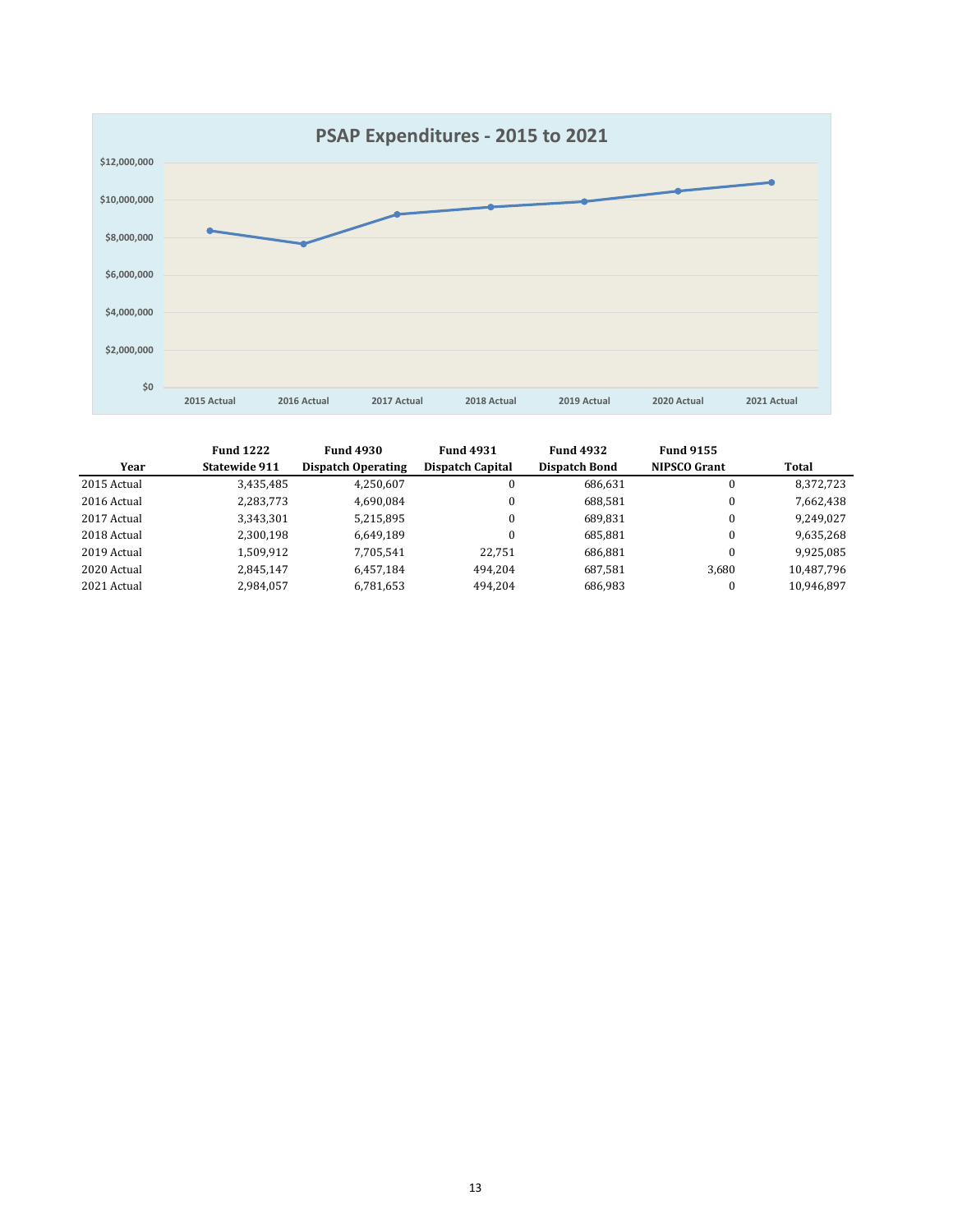## PSAP Expenditures - 2015 to 2021

| Year | Fund 1222 Statewide 911 | Fund 4930 Dispatch Operating | Fund 4931 Dispatch Capital | Fund 4932 Dispatch Bond | Fund 9155 NIPSCO Grant | Total |
|---|---|---|---|---|---|---|
| 2015 Actual | 3,435,485 | 4,250,607 | 0 | 686,631 | 0 | 8,372,723 |
| 2016 Actual | 2,283,773 | 4,690,084 | 0 | 688,581 | 0 | 7,662,438 |
| 2017 Actual | 3,343,301 | 5,215,895 | 0 | 689,831 | 0 | 9,249,027 |
| 2018 Actual | 2,300,198 | 6,649,189 | 0 | 685,881 | 0 | 9,635,268 |
| 2019 Actual | 1,509,912 | 7,705,541 | 22,751 | 686,881 | 0 | 9,925,085 |
| 2020 Actual | 2,845,147 | 6,457,184 | 494,204 | 687,581 | 3,680 | 10,487,796 |
| 2021 Actual | 2,984,057 | 6,781,653 | 494,204 | 686,983 | 0 | 10,946,897 |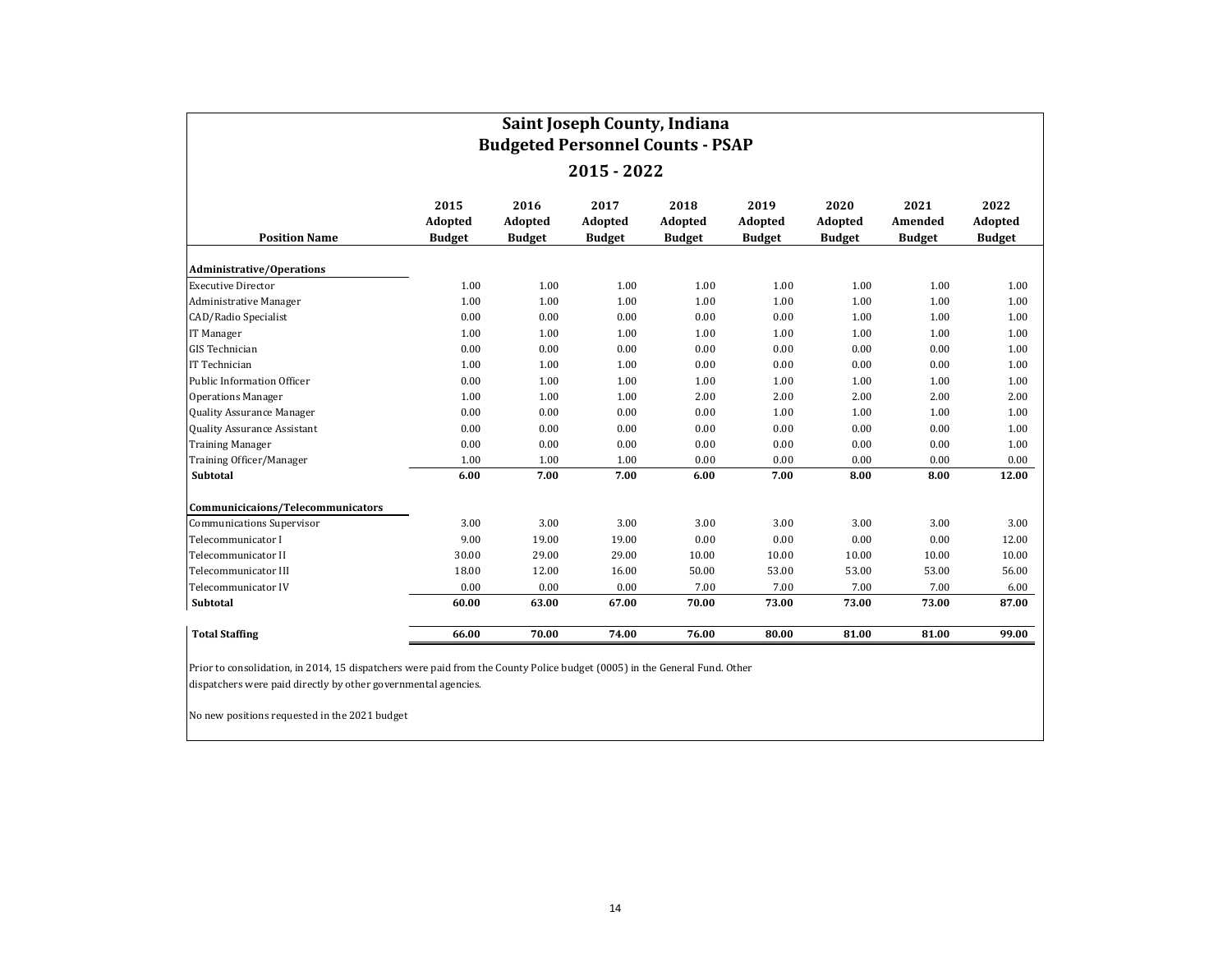# Saint Joseph County, Indiana
## Budgeted Personnel Counts - PSAP
### 2015 - 2022

| Position Name | 2015 Adopted Budget | 2016 Adopted Budget | 2017 Adopted Budget | 2018 Adopted Budget | 2019 Adopted Budget | 2020 Adopted Budget | 2021 Amended Budget | 2022 Adopted Budget |
|---|---|---|---|---|---|---|---|---|
| **Administrative/Operations** | | | | | | | | |
| Executive Director | 1.00 | 1.00 | 1.00 | 1.00 | 1.00 | 1.00 | 1.00 | 1.00 |
| Administrative Manager | 1.00 | 1.00 | 1.00 | 1.00 | 1.00 | 1.00 | 1.00 | 1.00 |
| CAD/Radio Specialist | 0.00 | 0.00 | 0.00 | 0.00 | 0.00 | 1.00 | 1.00 | 1.00 |
| IT Manager | 1.00 | 1.00 | 1.00 | 1.00 | 1.00 | 1.00 | 1.00 | 1.00 |
| GIS Technician | 0.00 | 0.00 | 0.00 | 0.00 | 0.00 | 0.00 | 0.00 | 1.00 |
| IT Technician | 1.00 | 1.00 | 1.00 | 0.00 | 0.00 | 0.00 | 0.00 | 1.00 |
| Public Information Officer | 0.00 | 1.00 | 1.00 | 1.00 | 1.00 | 1.00 | 1.00 | 1.00 |
| Operations Manager | 1.00 | 1.00 | 1.00 | 2.00 | 2.00 | 2.00 | 2.00 | 2.00 |
| Quality Assurance Manager | 0.00 | 0.00 | 0.00 | 0.00 | 1.00 | 1.00 | 1.00 | 1.00 |
| Quality Assurance Assistant | 0.00 | 0.00 | 0.00 | 0.00 | 0.00 | 0.00 | 0.00 | 1.00 |
| Training Manager | 0.00 | 0.00 | 0.00 | 0.00 | 0.00 | 0.00 | 0.00 | 1.00 |
| Training Officer/Manager | 1.00 | 1.00 | 1.00 | 0.00 | 0.00 | 0.00 | 0.00 | 0.00 |
| **Subtotal** | **6.00** | **7.00** | **7.00** | **6.00** | **7.00** | **8.00** | **8.00** | **12.00** |
| **Communicicaions/Telecommunicators** | | | | | | | | |
| Communications Supervisor | 3.00 | 3.00 | 3.00 | 3.00 | 3.00 | 3.00 | 3.00 | 3.00 |
| Telecommunicator I | 9.00 | 19.00 | 19.00 | 0.00 | 0.00 | 0.00 | 0.00 | 12.00 |
| Telecommunicator II | 30.00 | 29.00 | 29.00 | 10.00 | 10.00 | 10.00 | 10.00 | 10.00 |
| Telecommunicator III | 18.00 | 12.00 | 16.00 | 50.00 | 53.00 | 53.00 | 53.00 | 56.00 |
| Telecommunicator IV | 0.00 | 0.00 | 0.00 | 7.00 | 7.00 | 7.00 | 7.00 | 6.00 |
| **Subtotal** | **60.00** | **63.00** | **67.00** | **70.00** | **73.00** | **73.00** | **73.00** | **87.00** |
| **Total Staffing** | **66.00** | **70.00** | **74.00** | **76.00** | **80.00** | **81.00** | **81.00** | **99.00** |

Prior to consolidation, in 2014, 15 dispatchers were paid from the County Police budget (0005) in the General Fund. Other dispatchers were paid directly by other governmental agencies.

No new positions requested in the 2021 budget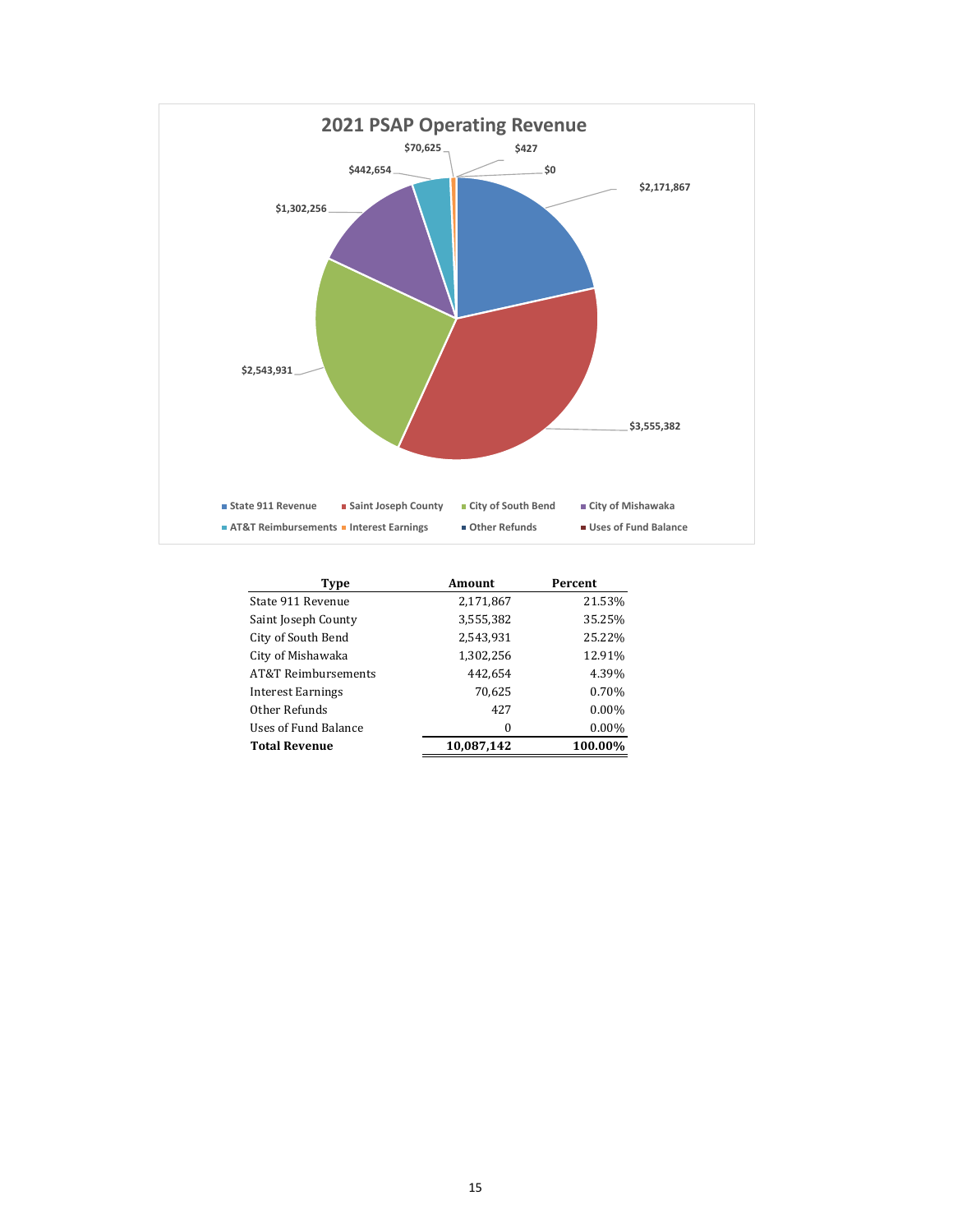## 2021 PSAP Operating Revenue

| Type | Amount | Percent |
|---|---|---|
| State 911 Revenue | 2,171,867 | 21.53% |
| Saint Joseph County | 3,555,382 | 35.25% |
| City of South Bend | 2,543,931 | 25.22% |
| City of Mishawaka | 1,302,256 | 12.91% |
| AT&T Reimbursements | 442,654 | 4.39% |
| Interest Earnings | 70,625 | 0.70% |
| Other Refunds | 427 | 0.00% |
| Uses of Fund Balance | 0 | 0.00% |
| **Total Revenue** | **10,087,142** | **100.00%** |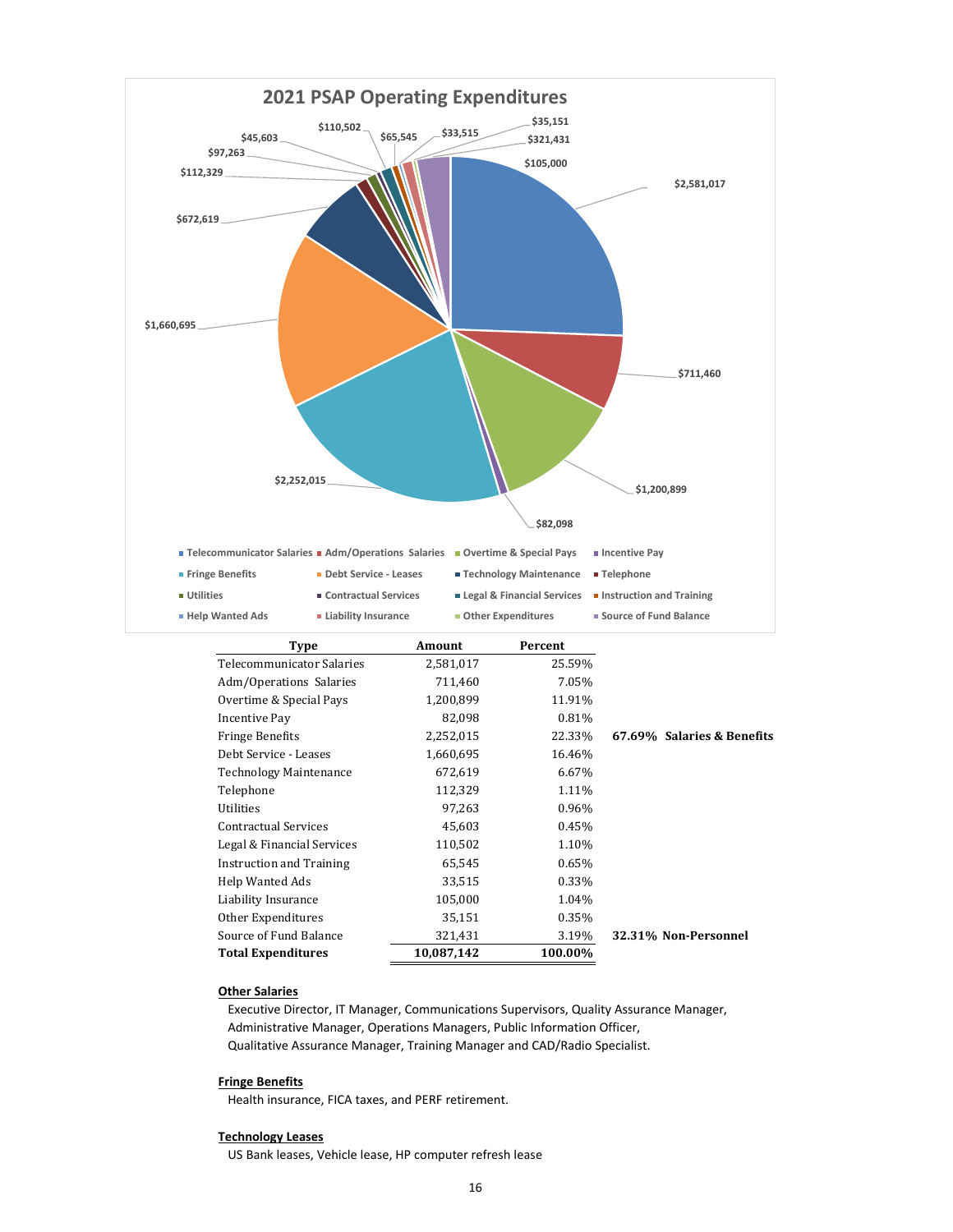## 2021 PSAP Operating Expenditures

$2,581,017
$711,460
$1,200,899
$82,098
$2,252,015
$1,660,695
$672,619
$112,329
$97,263
$45,603
$110,502
$65,545
$33,515
$35,151
$321,431
$105,000

Telecommunicator Salaries, Adm/Operations Salaries, Overtime & Special Pays, Incentive Pay, Fringe Benefits, Debt Service - Leases, Technology Maintenance, Telephone, Utilities, Contractual Services, Legal & Financial Services, Instruction and Training, Help Wanted Ads, Liability Insurance, Other Expenditures, Source of Fund Balance

| Type | Amount | Percent | |
|---|---|---|---|
| Telecommunicator Salaries | 2,581,017 | 25.59% | |
| Adm/Operations Salaries | 711,460 | 7.05% | |
| Overtime & Special Pays | 1,200,899 | 11.91% | |
| Incentive Pay | 82,098 | 0.81% | |
| Fringe Benefits | 2,252,015 | 22.33% | **67.69% Salaries & Benefits** |
| Debt Service - Leases | 1,660,695 | 16.46% | |
| Technology Maintenance | 672,619 | 6.67% | |
| Telephone | 112,329 | 1.11% | |
| Utilities | 97,263 | 0.96% | |
| Contractual Services | 45,603 | 0.45% | |
| Legal & Financial Services | 110,502 | 1.10% | |
| Instruction and Training | 65,545 | 0.65% | |
| Help Wanted Ads | 33,515 | 0.33% | |
| Liability Insurance | 105,000 | 1.04% | |
| Other Expenditures | 35,151 | 0.35% | |
| Source of Fund Balance | 321,431 | 3.19% | **32.31% Non-Personnel** |
| **Total Expenditures** | **10,087,142** | **100.00%** | |

**Other Salaries**

Executive Director, IT Manager, Communications Supervisors, Quality Assurance Manager, Administrative Manager, Operations Managers, Public Information Officer, Qualitative Assurance Manager, Training Manager and CAD/Radio Specialist.

**Fringe Benefits**

Health insurance, FICA taxes, and PERF retirement.

**Technology Leases**

US Bank leases, Vehicle lease, HP computer refresh lease